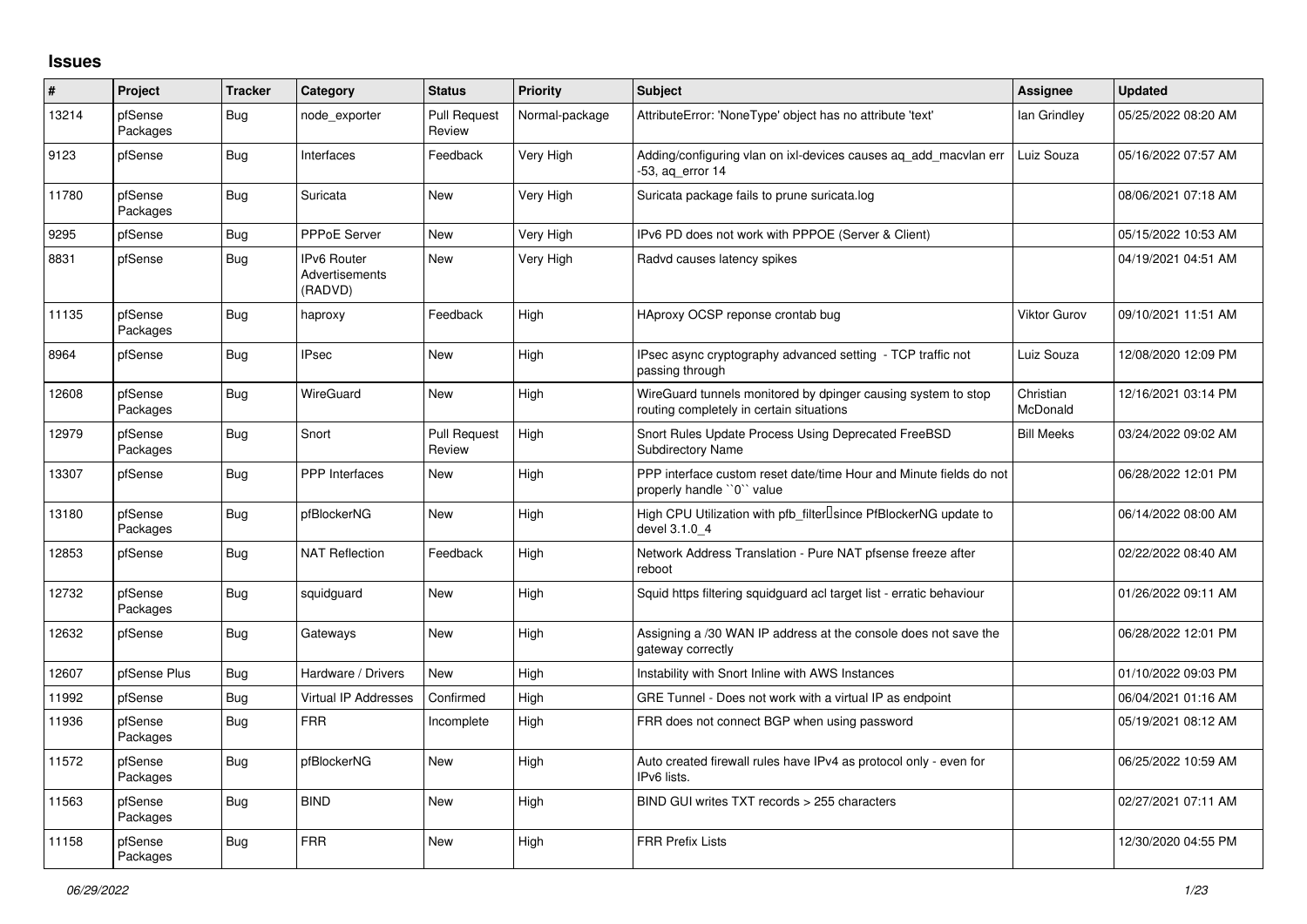## Issues

| # | Project | Tracker | Category | Status | Priority | Subject | Assignee | Updated |
|---|---|---|---|---|---|---|---|---|
| 13214 | pfSense Packages | Bug | node_exporter | Pull Request Review | Normal-package | AttributeError: 'NoneType' object has no attribute 'text' | Ian Grindley | 05/25/2022 08:20 AM |
| 9123 | pfSense | Bug | Interfaces | Feedback | Very High | Adding/configuring vlan on ixl-devices causes aq_add_macvlan err -53, aq_error 14 | Luiz Souza | 05/16/2022 07:57 AM |
| 11780 | pfSense Packages | Bug | Suricata | New | Very High | Suricata package fails to prune suricata.log | | 08/06/2021 07:18 AM |
| 9295 | pfSense | Bug | PPPoE Server | New | Very High | IPv6 PD does not work with PPPOE (Server & Client) | | 05/15/2022 10:53 AM |
| 8831 | pfSense | Bug | IPv6 Router Advertisements (RADVD) | New | Very High | Radvd causes latency spikes | | 04/19/2021 04:51 AM |
| 11135 | pfSense Packages | Bug | haproxy | Feedback | High | HAproxy OCSP reponse crontab bug | Viktor Gurov | 09/10/2021 11:51 AM |
| 8964 | pfSense | Bug | IPsec | New | High | IPsec async cryptography advanced setting - TCP traffic not passing through | Luiz Souza | 12/08/2020 12:09 PM |
| 12608 | pfSense Packages | Bug | WireGuard | New | High | WireGuard tunnels monitored by dpinger causing system to stop routing completely in certain situations | Christian McDonald | 12/16/2021 03:14 PM |
| 12979 | pfSense Packages | Bug | Snort | Pull Request Review | High | Snort Rules Update Process Using Deprecated FreeBSD Subdirectory Name | Bill Meeks | 03/24/2022 09:02 AM |
| 13307 | pfSense | Bug | PPP Interfaces | New | High | PPP interface custom reset date/time Hour and Minute fields do not properly handle ``0`` value | | 06/28/2022 12:01 PM |
| 13180 | pfSense Packages | Bug | pfBlockerNG | New | High | High CPU Utilization with pfb_filter since PfBlockerNG update to devel 3.1.0_4 | | 06/14/2022 08:00 AM |
| 12853 | pfSense | Bug | NAT Reflection | Feedback | High | Network Address Translation - Pure NAT pfsense freeze after reboot | | 02/22/2022 08:40 AM |
| 12732 | pfSense Packages | Bug | squidguard | New | High | Squid https filtering squidguard acl target list - erratic behaviour | | 01/26/2022 09:11 AM |
| 12632 | pfSense | Bug | Gateways | New | High | Assigning a /30 WAN IP address at the console does not save the gateway correctly | | 06/28/2022 12:01 PM |
| 12607 | pfSense Plus | Bug | Hardware / Drivers | New | High | Instability with Snort Inline with AWS Instances | | 01/10/2022 09:03 PM |
| 11992 | pfSense | Bug | Virtual IP Addresses | Confirmed | High | GRE Tunnel - Does not work with a virtual IP as endpoint | | 06/04/2021 01:16 AM |
| 11936 | pfSense Packages | Bug | FRR | Incomplete | High | FRR does not connect BGP when using password | | 05/19/2021 08:12 AM |
| 11572 | pfSense Packages | Bug | pfBlockerNG | New | High | Auto created firewall rules have IPv4 as protocol only - even for IPv6 lists. | | 06/25/2022 10:59 AM |
| 11563 | pfSense Packages | Bug | BIND | New | High | BIND GUI writes TXT records > 255 characters | | 02/27/2021 07:11 AM |
| 11158 | pfSense Packages | Bug | FRR | New | High | FRR Prefix Lists | | 12/30/2020 04:55 PM |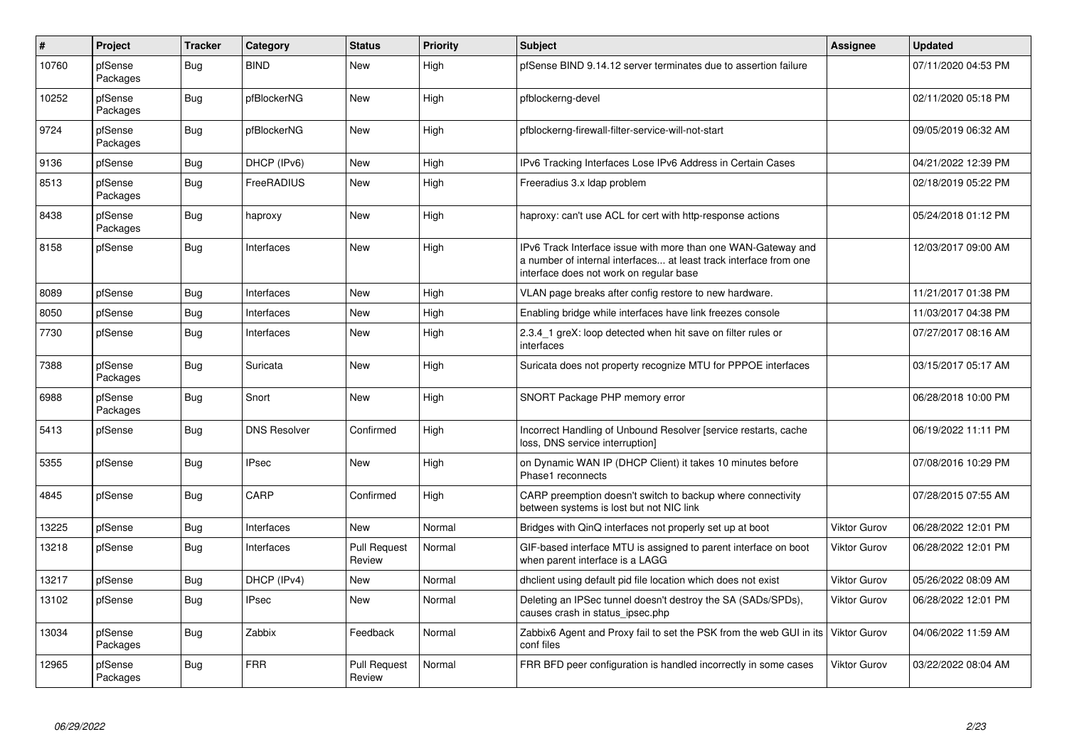| # | Project | Tracker | Category | Status | Priority | Subject | Assignee | Updated |
|---|---|---|---|---|---|---|---|---|
| 10760 | pfSense Packages | Bug | BIND | New | High | pfSense BIND 9.14.12 server terminates due to assertion failure | | 07/11/2020 04:53 PM |
| 10252 | pfSense Packages | Bug | pfBlockerNG | New | High | pfblockerng-devel | | 02/11/2020 05:18 PM |
| 9724 | pfSense Packages | Bug | pfBlockerNG | New | High | pfblockerng-firewall-filter-service-will-not-start | | 09/05/2019 06:32 AM |
| 9136 | pfSense | Bug | DHCP (IPv6) | New | High | IPv6 Tracking Interfaces Lose IPv6 Address in Certain Cases | | 04/21/2022 12:39 PM |
| 8513 | pfSense Packages | Bug | FreeRADIUS | New | High | Freeradius 3.x ldap problem | | 02/18/2019 05:22 PM |
| 8438 | pfSense Packages | Bug | haproxy | New | High | haproxy: can't use ACL for cert with http-response actions | | 05/24/2018 01:12 PM |
| 8158 | pfSense | Bug | Interfaces | New | High | IPv6 Track Interface issue with more than one WAN-Gateway and a number of internal interfaces... at least track interface from one interface does not work on regular base | | 12/03/2017 09:00 AM |
| 8089 | pfSense | Bug | Interfaces | New | High | VLAN page breaks after config restore to new hardware. | | 11/21/2017 01:38 PM |
| 8050 | pfSense | Bug | Interfaces | New | High | Enabling bridge while interfaces have link freezes console | | 11/03/2017 04:38 PM |
| 7730 | pfSense | Bug | Interfaces | New | High | 2.3.4_1 greX: loop detected when hit save on filter rules or interfaces | | 07/27/2017 08:16 AM |
| 7388 | pfSense Packages | Bug | Suricata | New | High | Suricata does not property recognize MTU for PPPOE interfaces | | 03/15/2017 05:17 AM |
| 6988 | pfSense Packages | Bug | Snort | New | High | SNORT Package PHP memory error | | 06/28/2018 10:00 PM |
| 5413 | pfSense | Bug | DNS Resolver | Confirmed | High | Incorrect Handling of Unbound Resolver [service restarts, cache loss, DNS service interruption] | | 06/19/2022 11:11 PM |
| 5355 | pfSense | Bug | IPsec | New | High | on Dynamic WAN IP (DHCP Client) it takes 10 minutes before Phase1 reconnects | | 07/08/2016 10:29 PM |
| 4845 | pfSense | Bug | CARP | Confirmed | High | CARP preemption doesn't switch to backup where connectivity between systems is lost but not NIC link | | 07/28/2015 07:55 AM |
| 13225 | pfSense | Bug | Interfaces | New | Normal | Bridges with QinQ interfaces not properly set up at boot | Viktor Gurov | 06/28/2022 12:01 PM |
| 13218 | pfSense | Bug | Interfaces | Pull Request Review | Normal | GIF-based interface MTU is assigned to parent interface on boot when parent interface is a LAGG | Viktor Gurov | 06/28/2022 12:01 PM |
| 13217 | pfSense | Bug | DHCP (IPv4) | New | Normal | dhclient using default pid file location which does not exist | Viktor Gurov | 05/26/2022 08:09 AM |
| 13102 | pfSense | Bug | IPsec | New | Normal | Deleting an IPSec tunnel doesn't destroy the SA (SADs/SPDs), causes crash in status_ipsec.php | Viktor Gurov | 06/28/2022 12:01 PM |
| 13034 | pfSense Packages | Bug | Zabbix | Feedback | Normal | Zabbix6 Agent and Proxy fail to set the PSK from the web GUI in its conf files | Viktor Gurov | 04/06/2022 11:59 AM |
| 12965 | pfSense Packages | Bug | FRR | Pull Request Review | Normal | FRR BFD peer configuration is handled incorrectly in some cases | Viktor Gurov | 03/22/2022 08:04 AM |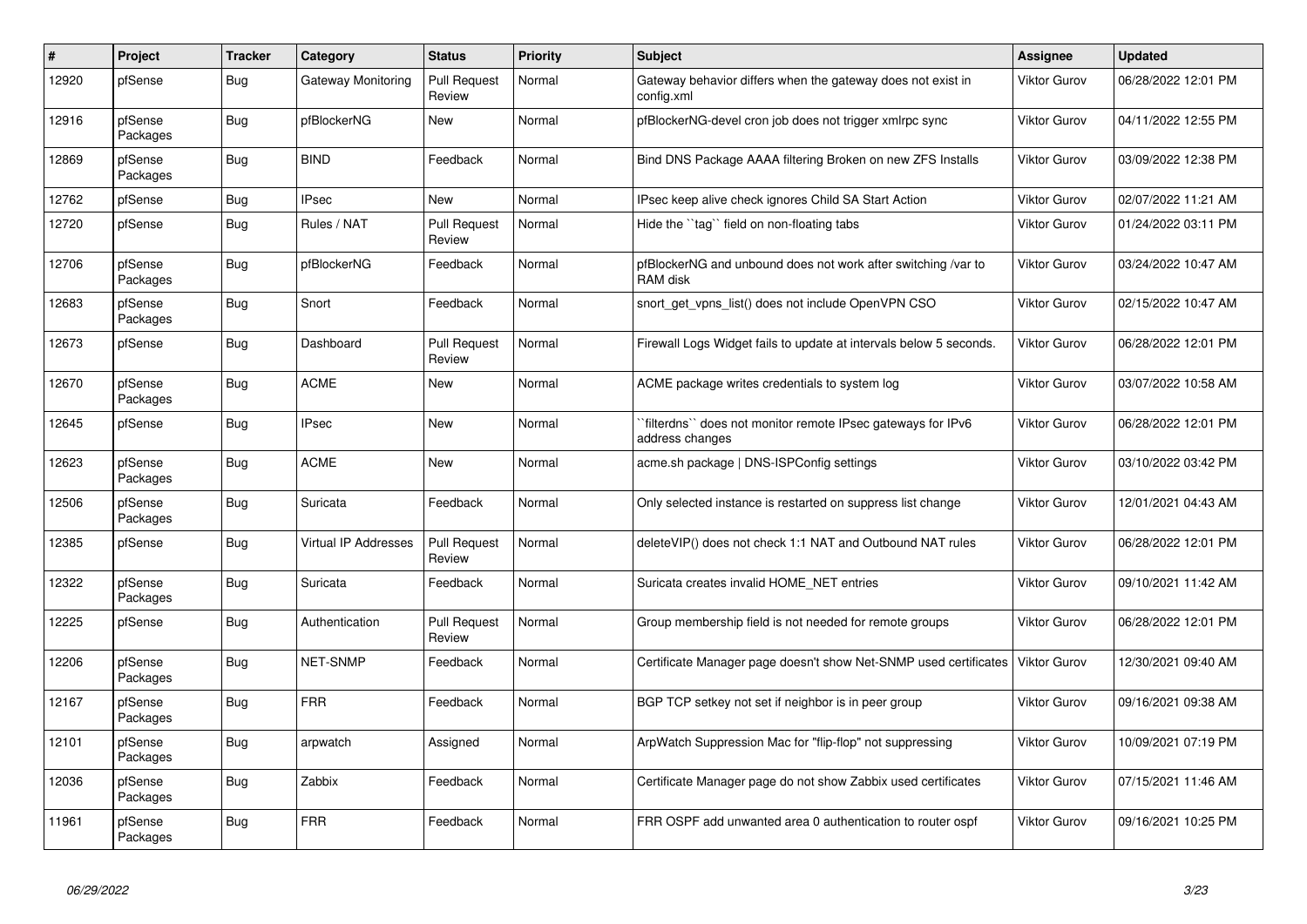| # | Project | Tracker | Category | Status | Priority | Subject | Assignee | Updated |
|---|---|---|---|---|---|---|---|---|
| 12920 | pfSense | Bug | Gateway Monitoring | Pull Request Review | Normal | Gateway behavior differs when the gateway does not exist in config.xml | Viktor Gurov | 06/28/2022 12:01 PM |
| 12916 | pfSense Packages | Bug | pfBlockerNG | New | Normal | pfBlockerNG-devel cron job does not trigger xmlrpc sync | Viktor Gurov | 04/11/2022 12:55 PM |
| 12869 | pfSense Packages | Bug | BIND | Feedback | Normal | Bind DNS Package AAAA filtering Broken on new ZFS Installs | Viktor Gurov | 03/09/2022 12:38 PM |
| 12762 | pfSense | Bug | IPsec | New | Normal | IPsec keep alive check ignores Child SA Start Action | Viktor Gurov | 02/07/2022 11:21 AM |
| 12720 | pfSense | Bug | Rules / NAT | Pull Request Review | Normal | Hide the ``tag`` field on non-floating tabs | Viktor Gurov | 01/24/2022 03:11 PM |
| 12706 | pfSense Packages | Bug | pfBlockerNG | Feedback | Normal | pfBlockerNG and unbound does not work after switching /var to RAM disk | Viktor Gurov | 03/24/2022 10:47 AM |
| 12683 | pfSense Packages | Bug | Snort | Feedback | Normal | snort_get_vpns_list() does not include OpenVPN CSO | Viktor Gurov | 02/15/2022 10:47 AM |
| 12673 | pfSense | Bug | Dashboard | Pull Request Review | Normal | Firewall Logs Widget fails to update at intervals below 5 seconds. | Viktor Gurov | 06/28/2022 12:01 PM |
| 12670 | pfSense Packages | Bug | ACME | New | Normal | ACME package writes credentials to system log | Viktor Gurov | 03/07/2022 10:58 AM |
| 12645 | pfSense | Bug | IPsec | New | Normal | ``filterdns`` does not monitor remote IPsec gateways for IPv6 address changes | Viktor Gurov | 06/28/2022 12:01 PM |
| 12623 | pfSense Packages | Bug | ACME | New | Normal | acme.sh package \| DNS-ISPConfig settings | Viktor Gurov | 03/10/2022 03:42 PM |
| 12506 | pfSense Packages | Bug | Suricata | Feedback | Normal | Only selected instance is restarted on suppress list change | Viktor Gurov | 12/01/2021 04:43 AM |
| 12385 | pfSense | Bug | Virtual IP Addresses | Pull Request Review | Normal | deleteVIP() does not check 1:1 NAT and Outbound NAT rules | Viktor Gurov | 06/28/2022 12:01 PM |
| 12322 | pfSense Packages | Bug | Suricata | Feedback | Normal | Suricata creates invalid HOME_NET entries | Viktor Gurov | 09/10/2021 11:42 AM |
| 12225 | pfSense | Bug | Authentication | Pull Request Review | Normal | Group membership field is not needed for remote groups | Viktor Gurov | 06/28/2022 12:01 PM |
| 12206 | pfSense Packages | Bug | NET-SNMP | Feedback | Normal | Certificate Manager page doesn't show Net-SNMP used certificates | Viktor Gurov | 12/30/2021 09:40 AM |
| 12167 | pfSense Packages | Bug | FRR | Feedback | Normal | BGP TCP setkey not set if neighbor is in peer group | Viktor Gurov | 09/16/2021 09:38 AM |
| 12101 | pfSense Packages | Bug | arpwatch | Assigned | Normal | ArpWatch Suppression Mac for "flip-flop" not suppressing | Viktor Gurov | 10/09/2021 07:19 PM |
| 12036 | pfSense Packages | Bug | Zabbix | Feedback | Normal | Certificate Manager page do not show Zabbix used certificates | Viktor Gurov | 07/15/2021 11:46 AM |
| 11961 | pfSense Packages | Bug | FRR | Feedback | Normal | FRR OSPF add unwanted area 0 authentication to router ospf | Viktor Gurov | 09/16/2021 10:25 PM |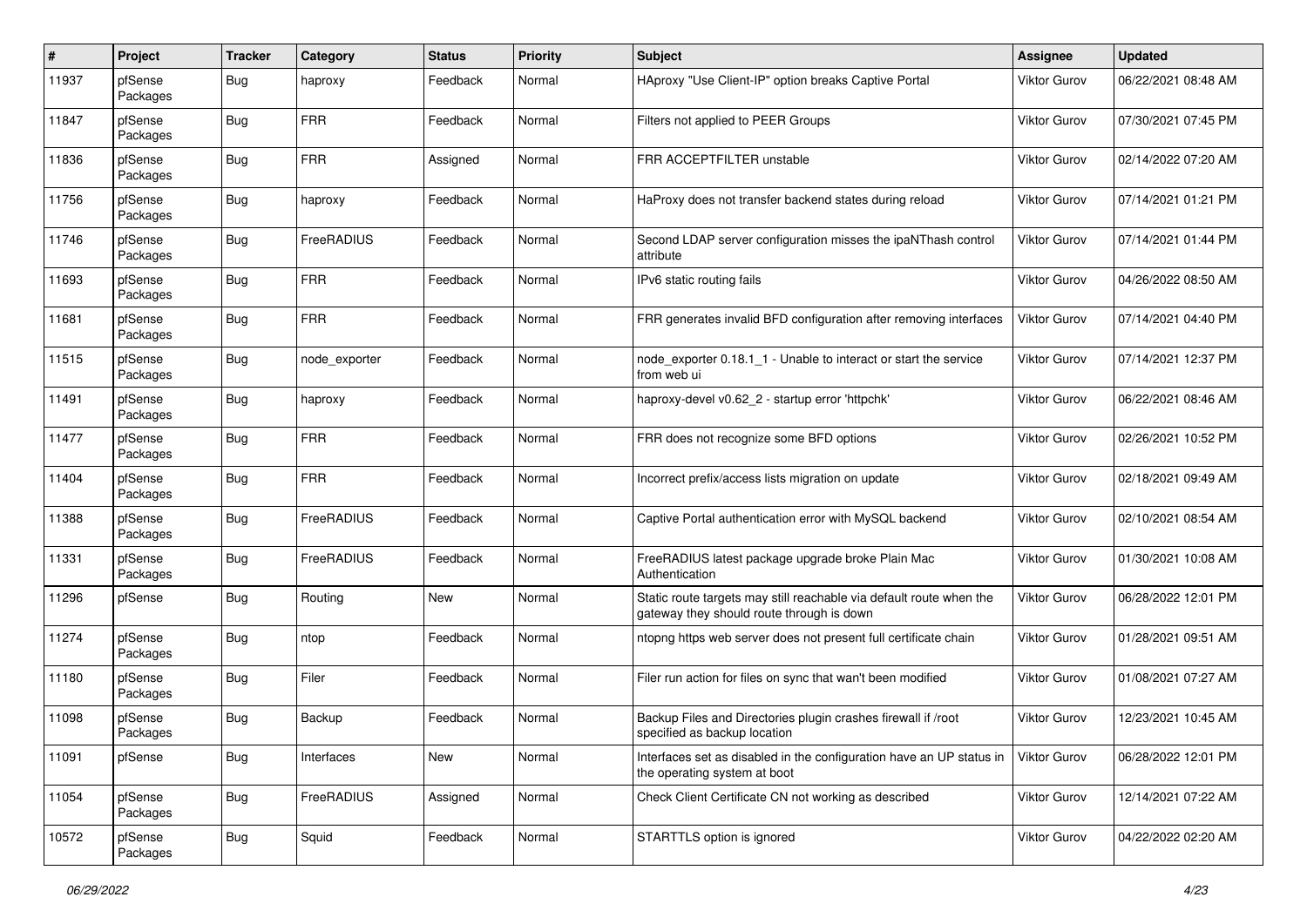| # | Project | Tracker | Category | Status | Priority | Subject | Assignee | Updated |
|---|---|---|---|---|---|---|---|---|
| 11937 | pfSense Packages | Bug | haproxy | Feedback | Normal | HAproxy "Use Client-IP" option breaks Captive Portal | Viktor Gurov | 06/22/2021 08:48 AM |
| 11847 | pfSense Packages | Bug | FRR | Feedback | Normal | Filters not applied to PEER Groups | Viktor Gurov | 07/30/2021 07:45 PM |
| 11836 | pfSense Packages | Bug | FRR | Assigned | Normal | FRR ACCEPTFILTER unstable | Viktor Gurov | 02/14/2022 07:20 AM |
| 11756 | pfSense Packages | Bug | haproxy | Feedback | Normal | HaProxy does not transfer backend states during reload | Viktor Gurov | 07/14/2021 01:21 PM |
| 11746 | pfSense Packages | Bug | FreeRADIUS | Feedback | Normal | Second LDAP server configuration misses the ipaNThash control attribute | Viktor Gurov | 07/14/2021 01:44 PM |
| 11693 | pfSense Packages | Bug | FRR | Feedback | Normal | IPv6 static routing fails | Viktor Gurov | 04/26/2022 08:50 AM |
| 11681 | pfSense Packages | Bug | FRR | Feedback | Normal | FRR generates invalid BFD configuration after removing interfaces | Viktor Gurov | 07/14/2021 04:40 PM |
| 11515 | pfSense Packages | Bug | node_exporter | Feedback | Normal | node_exporter 0.18.1_1 - Unable to interact or start the service from web ui | Viktor Gurov | 07/14/2021 12:37 PM |
| 11491 | pfSense Packages | Bug | haproxy | Feedback | Normal | haproxy-devel v0.62_2 - startup error 'httpchk' | Viktor Gurov | 06/22/2021 08:46 AM |
| 11477 | pfSense Packages | Bug | FRR | Feedback | Normal | FRR does not recognize some BFD options | Viktor Gurov | 02/26/2021 10:52 PM |
| 11404 | pfSense Packages | Bug | FRR | Feedback | Normal | Incorrect prefix/access lists migration on update | Viktor Gurov | 02/18/2021 09:49 AM |
| 11388 | pfSense Packages | Bug | FreeRADIUS | Feedback | Normal | Captive Portal authentication error with MySQL backend | Viktor Gurov | 02/10/2021 08:54 AM |
| 11331 | pfSense Packages | Bug | FreeRADIUS | Feedback | Normal | FreeRADIUS latest package upgrade broke Plain Mac Authentication | Viktor Gurov | 01/30/2021 10:08 AM |
| 11296 | pfSense | Bug | Routing | New | Normal | Static route targets may still reachable via default route when the gateway they should route through is down | Viktor Gurov | 06/28/2022 12:01 PM |
| 11274 | pfSense Packages | Bug | ntop | Feedback | Normal | ntopng https web server does not present full certificate chain | Viktor Gurov | 01/28/2021 09:51 AM |
| 11180 | pfSense Packages | Bug | Filer | Feedback | Normal | Filer run action for files on sync that wan't been modified | Viktor Gurov | 01/08/2021 07:27 AM |
| 11098 | pfSense Packages | Bug | Backup | Feedback | Normal | Backup Files and Directories plugin crashes firewall if /root specified as backup location | Viktor Gurov | 12/23/2021 10:45 AM |
| 11091 | pfSense | Bug | Interfaces | New | Normal | Interfaces set as disabled in the configuration have an UP status in the operating system at boot | Viktor Gurov | 06/28/2022 12:01 PM |
| 11054 | pfSense Packages | Bug | FreeRADIUS | Assigned | Normal | Check Client Certificate CN not working as described | Viktor Gurov | 12/14/2021 07:22 AM |
| 10572 | pfSense Packages | Bug | Squid | Feedback | Normal | STARTTLS option is ignored | Viktor Gurov | 04/22/2022 02:20 AM |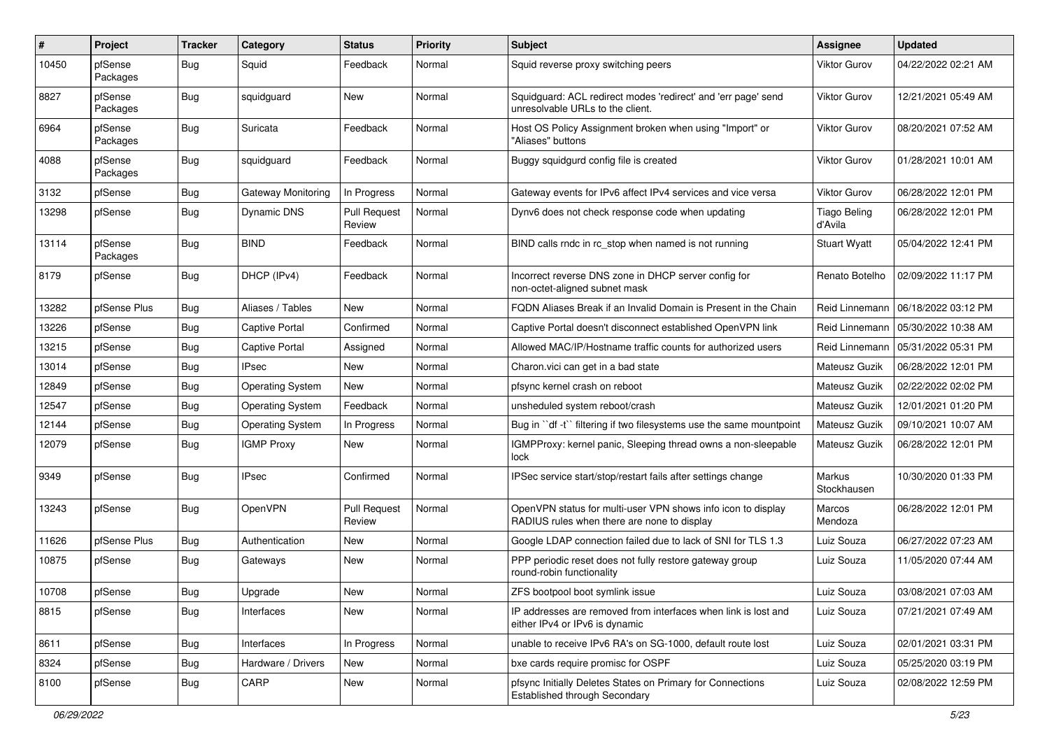| # | Project | Tracker | Category | Status | Priority | Subject | Assignee | Updated |
|---|---|---|---|---|---|---|---|---|
| 10450 | pfSense Packages | Bug | Squid | Feedback | Normal | Squid reverse proxy switching peers | Viktor Gurov | 04/22/2022 02:21 AM |
| 8827 | pfSense Packages | Bug | squidguard | New | Normal | Squidguard: ACL redirect modes 'redirect' and 'err page' send unresolvable URLs to the client. | Viktor Gurov | 12/21/2021 05:49 AM |
| 6964 | pfSense Packages | Bug | Suricata | Feedback | Normal | Host OS Policy Assignment broken when using "Import" or "Aliases" buttons | Viktor Gurov | 08/20/2021 07:52 AM |
| 4088 | pfSense Packages | Bug | squidguard | Feedback | Normal | Buggy squidgurd config file is created | Viktor Gurov | 01/28/2021 10:01 AM |
| 3132 | pfSense | Bug | Gateway Monitoring | In Progress | Normal | Gateway events for IPv6 affect IPv4 services and vice versa | Viktor Gurov | 06/28/2022 12:01 PM |
| 13298 | pfSense | Bug | Dynamic DNS | Pull Request Review | Normal | Dynv6 does not check response code when updating | Tiago Beling d'Avila | 06/28/2022 12:01 PM |
| 13114 | pfSense Packages | Bug | BIND | Feedback | Normal | BIND calls rndc in rc_stop when named is not running | Stuart Wyatt | 05/04/2022 12:41 PM |
| 8179 | pfSense | Bug | DHCP (IPv4) | Feedback | Normal | Incorrect reverse DNS zone in DHCP server config for non-octet-aligned subnet mask | Renato Botelho | 02/09/2022 11:17 PM |
| 13282 | pfSense Plus | Bug | Aliases / Tables | New | Normal | FQDN Aliases Break if an Invalid Domain is Present in the Chain | Reid Linnemann | 06/18/2022 03:12 PM |
| 13226 | pfSense | Bug | Captive Portal | Confirmed | Normal | Captive Portal doesn't disconnect established OpenVPN link | Reid Linnemann | 05/30/2022 10:38 AM |
| 13215 | pfSense | Bug | Captive Portal | Assigned | Normal | Allowed MAC/IP/Hostname traffic counts for authorized users | Reid Linnemann | 05/31/2022 05:31 PM |
| 13014 | pfSense | Bug | IPsec | New | Normal | Charon.vici can get in a bad state | Mateusz Guzik | 06/28/2022 12:01 PM |
| 12849 | pfSense | Bug | Operating System | New | Normal | pfsync kernel crash on reboot | Mateusz Guzik | 02/22/2022 02:02 PM |
| 12547 | pfSense | Bug | Operating System | Feedback | Normal | unsheduled system reboot/crash | Mateusz Guzik | 12/01/2021 01:20 PM |
| 12144 | pfSense | Bug | Operating System | In Progress | Normal | Bug in ``df -t`` filtering if two filesystems use the same mountpoint | Mateusz Guzik | 09/10/2021 10:07 AM |
| 12079 | pfSense | Bug | IGMP Proxy | New | Normal | IGMPProxy: kernel panic, Sleeping thread owns a non-sleepable lock | Mateusz Guzik | 06/28/2022 12:01 PM |
| 9349 | pfSense | Bug | IPsec | Confirmed | Normal | IPSec service start/stop/restart fails after settings change | Markus Stockhausen | 10/30/2020 01:33 PM |
| 13243 | pfSense | Bug | OpenVPN | Pull Request Review | Normal | OpenVPN status for multi-user VPN shows info icon to display RADIUS rules when there are none to display | Marcos Mendoza | 06/28/2022 12:01 PM |
| 11626 | pfSense Plus | Bug | Authentication | New | Normal | Google LDAP connection failed due to lack of SNI for TLS 1.3 | Luiz Souza | 06/27/2022 07:23 AM |
| 10875 | pfSense | Bug | Gateways | New | Normal | PPP periodic reset does not fully restore gateway group round-robin functionality | Luiz Souza | 11/05/2020 07:44 AM |
| 10708 | pfSense | Bug | Upgrade | New | Normal | ZFS bootpool boot symlink issue | Luiz Souza | 03/08/2021 07:03 AM |
| 8815 | pfSense | Bug | Interfaces | New | Normal | IP addresses are removed from interfaces when link is lost and either IPv4 or IPv6 is dynamic | Luiz Souza | 07/21/2021 07:49 AM |
| 8611 | pfSense | Bug | Interfaces | In Progress | Normal | unable to receive IPv6 RA's on SG-1000, default route lost | Luiz Souza | 02/01/2021 03:31 PM |
| 8324 | pfSense | Bug | Hardware / Drivers | New | Normal | bxe cards require promisc for OSPF | Luiz Souza | 05/25/2020 03:19 PM |
| 8100 | pfSense | Bug | CARP | New | Normal | pfsync Initially Deletes States on Primary for Connections Established through Secondary | Luiz Souza | 02/08/2022 12:59 PM |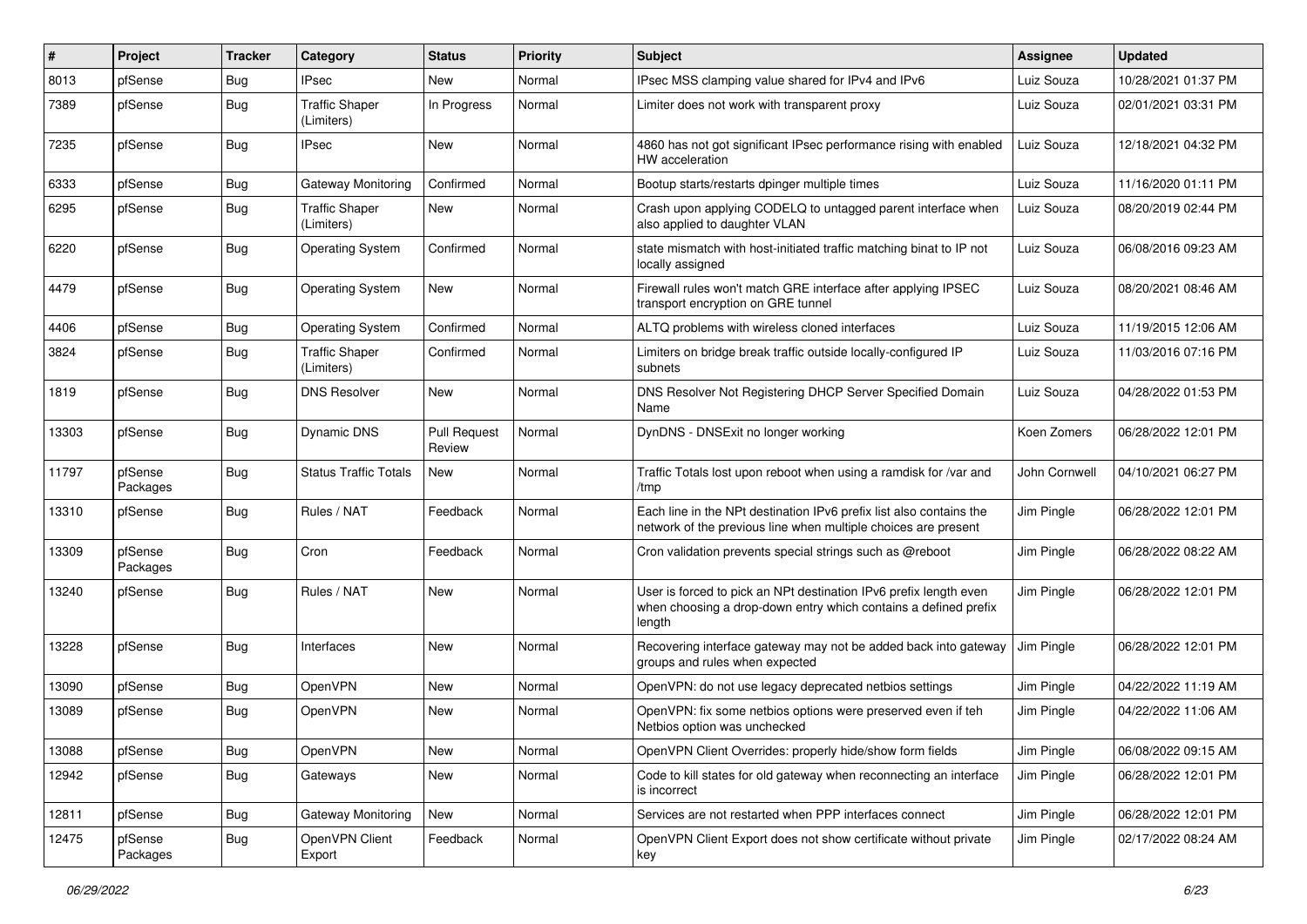| # | Project | Tracker | Category | Status | Priority | Subject | Assignee | Updated |
|---|---|---|---|---|---|---|---|---|
| 8013 | pfSense | Bug | IPsec | New | Normal | IPsec MSS clamping value shared for IPv4 and IPv6 | Luiz Souza | 10/28/2021 01:37 PM |
| 7389 | pfSense | Bug | Traffic Shaper (Limiters) | In Progress | Normal | Limiter does not work with transparent proxy | Luiz Souza | 02/01/2021 03:31 PM |
| 7235 | pfSense | Bug | IPsec | New | Normal | 4860 has not got significant IPsec performance rising with enabled HW acceleration | Luiz Souza | 12/18/2021 04:32 PM |
| 6333 | pfSense | Bug | Gateway Monitoring | Confirmed | Normal | Bootup starts/restarts dpinger multiple times | Luiz Souza | 11/16/2020 01:11 PM |
| 6295 | pfSense | Bug | Traffic Shaper (Limiters) | New | Normal | Crash upon applying CODELQ to untagged parent interface when also applied to daughter VLAN | Luiz Souza | 08/20/2019 02:44 PM |
| 6220 | pfSense | Bug | Operating System | Confirmed | Normal | state mismatch with host-initiated traffic matching binat to IP not locally assigned | Luiz Souza | 06/08/2016 09:23 AM |
| 4479 | pfSense | Bug | Operating System | New | Normal | Firewall rules won't match GRE interface after applying IPSEC transport encryption on GRE tunnel | Luiz Souza | 08/20/2021 08:46 AM |
| 4406 | pfSense | Bug | Operating System | Confirmed | Normal | ALTQ problems with wireless cloned interfaces | Luiz Souza | 11/19/2015 12:06 AM |
| 3824 | pfSense | Bug | Traffic Shaper (Limiters) | Confirmed | Normal | Limiters on bridge break traffic outside locally-configured IP subnets | Luiz Souza | 11/03/2016 07:16 PM |
| 1819 | pfSense | Bug | DNS Resolver | New | Normal | DNS Resolver Not Registering DHCP Server Specified Domain Name | Luiz Souza | 04/28/2022 01:53 PM |
| 13303 | pfSense | Bug | Dynamic DNS | Pull Request Review | Normal | DynDNS - DNSExit no longer working | Koen Zomers | 06/28/2022 12:01 PM |
| 11797 | pfSense Packages | Bug | Status Traffic Totals | New | Normal | Traffic Totals lost upon reboot when using a ramdisk for /var and /tmp | John Cornwell | 04/10/2021 06:27 PM |
| 13310 | pfSense | Bug | Rules / NAT | Feedback | Normal | Each line in the NPt destination IPv6 prefix list also contains the network of the previous line when multiple choices are present | Jim Pingle | 06/28/2022 12:01 PM |
| 13309 | pfSense Packages | Bug | Cron | Feedback | Normal | Cron validation prevents special strings such as @reboot | Jim Pingle | 06/28/2022 08:22 AM |
| 13240 | pfSense | Bug | Rules / NAT | New | Normal | User is forced to pick an NPt destination IPv6 prefix length even when choosing a drop-down entry which contains a defined prefix length | Jim Pingle | 06/28/2022 12:01 PM |
| 13228 | pfSense | Bug | Interfaces | New | Normal | Recovering interface gateway may not be added back into gateway groups and rules when expected | Jim Pingle | 06/28/2022 12:01 PM |
| 13090 | pfSense | Bug | OpenVPN | New | Normal | OpenVPN: do not use legacy deprecated netbios settings | Jim Pingle | 04/22/2022 11:19 AM |
| 13089 | pfSense | Bug | OpenVPN | New | Normal | OpenVPN: fix some netbios options were preserved even if teh Netbios option was unchecked | Jim Pingle | 04/22/2022 11:06 AM |
| 13088 | pfSense | Bug | OpenVPN | New | Normal | OpenVPN Client Overrides: properly hide/show form fields | Jim Pingle | 06/08/2022 09:15 AM |
| 12942 | pfSense | Bug | Gateways | New | Normal | Code to kill states for old gateway when reconnecting an interface is incorrect | Jim Pingle | 06/28/2022 12:01 PM |
| 12811 | pfSense | Bug | Gateway Monitoring | New | Normal | Services are not restarted when PPP interfaces connect | Jim Pingle | 06/28/2022 12:01 PM |
| 12475 | pfSense Packages | Bug | OpenVPN Client Export | Feedback | Normal | OpenVPN Client Export does not show certificate without private key | Jim Pingle | 02/17/2022 08:24 AM |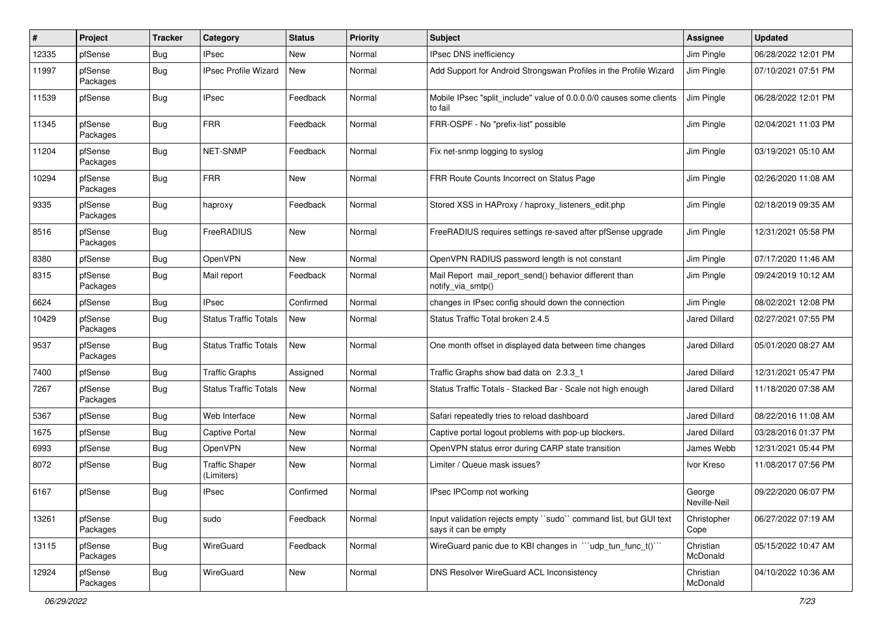| # | Project | Tracker | Category | Status | Priority | Subject | Assignee | Updated |
|---|---|---|---|---|---|---|---|---|
| 12335 | pfSense | Bug | IPsec | New | Normal | IPsec DNS inefficiency | Jim Pingle | 06/28/2022 12:01 PM |
| 11997 | pfSense Packages | Bug | IPsec Profile Wizard | New | Normal | Add Support for Android Strongswan Profiles in the Profile Wizard | Jim Pingle | 07/10/2021 07:51 PM |
| 11539 | pfSense | Bug | IPsec | Feedback | Normal | Mobile IPsec "split_include" value of 0.0.0.0/0 causes some clients to fail | Jim Pingle | 06/28/2022 12:01 PM |
| 11345 | pfSense Packages | Bug | FRR | Feedback | Normal | FRR-OSPF - No "prefix-list" possible | Jim Pingle | 02/04/2021 11:03 PM |
| 11204 | pfSense Packages | Bug | NET-SNMP | Feedback | Normal | Fix net-snmp logging to syslog | Jim Pingle | 03/19/2021 05:10 AM |
| 10294 | pfSense Packages | Bug | FRR | New | Normal | FRR Route Counts Incorrect on Status Page | Jim Pingle | 02/26/2020 11:08 AM |
| 9335 | pfSense Packages | Bug | haproxy | Feedback | Normal | Stored XSS in HAProxy / haproxy_listeners_edit.php | Jim Pingle | 02/18/2019 09:35 AM |
| 8516 | pfSense Packages | Bug | FreeRADIUS | New | Normal | FreeRADIUS requires settings re-saved after pfSense upgrade | Jim Pingle | 12/31/2021 05:58 PM |
| 8380 | pfSense | Bug | OpenVPN | New | Normal | OpenVPN RADIUS password length is not constant | Jim Pingle | 07/17/2020 11:46 AM |
| 8315 | pfSense Packages | Bug | Mail report | Feedback | Normal | Mail Report mail_report_send() behavior different than notify_via_smtp() | Jim Pingle | 09/24/2019 10:12 AM |
| 6624 | pfSense | Bug | IPsec | Confirmed | Normal | changes in IPsec config should down the connection | Jim Pingle | 08/02/2021 12:08 PM |
| 10429 | pfSense Packages | Bug | Status Traffic Totals | New | Normal | Status Traffic Total broken 2.4.5 | Jared Dillard | 02/27/2021 07:55 PM |
| 9537 | pfSense Packages | Bug | Status Traffic Totals | New | Normal | One month offset in displayed data between time changes | Jared Dillard | 05/01/2020 08:27 AM |
| 7400 | pfSense | Bug | Traffic Graphs | Assigned | Normal | Traffic Graphs show bad data on 2.3.3_1 | Jared Dillard | 12/31/2021 05:47 PM |
| 7267 | pfSense Packages | Bug | Status Traffic Totals | New | Normal | Status Traffic Totals - Stacked Bar - Scale not high enough | Jared Dillard | 11/18/2020 07:38 AM |
| 5367 | pfSense | Bug | Web Interface | New | Normal | Safari repeatedly tries to reload dashboard | Jared Dillard | 08/22/2016 11:08 AM |
| 1675 | pfSense | Bug | Captive Portal | New | Normal | Captive portal logout problems with pop-up blockers. | Jared Dillard | 03/28/2016 01:37 PM |
| 6993 | pfSense | Bug | OpenVPN | New | Normal | OpenVPN status error during CARP state transition | James Webb | 12/31/2021 05:44 PM |
| 8072 | pfSense | Bug | Traffic Shaper (Limiters) | New | Normal | Limiter / Queue mask issues? | Ivor Kreso | 11/08/2017 07:56 PM |
| 6167 | pfSense | Bug | IPsec | Confirmed | Normal | IPsec IPComp not working | George Neville-Neil | 09/22/2020 06:07 PM |
| 13261 | pfSense Packages | Bug | sudo | Feedback | Normal | Input validation rejects empty ``sudo`` command list, but GUI text says it can be empty | Christopher Cope | 06/27/2022 07:19 AM |
| 13115 | pfSense Packages | Bug | WireGuard | Feedback | Normal | WireGuard panic due to KBI changes in ```udp_tun_func_t()``` | Christian McDonald | 05/15/2022 10:47 AM |
| 12924 | pfSense Packages | Bug | WireGuard | New | Normal | DNS Resolver WireGuard ACL Inconsistency | Christian McDonald | 04/10/2022 10:36 AM |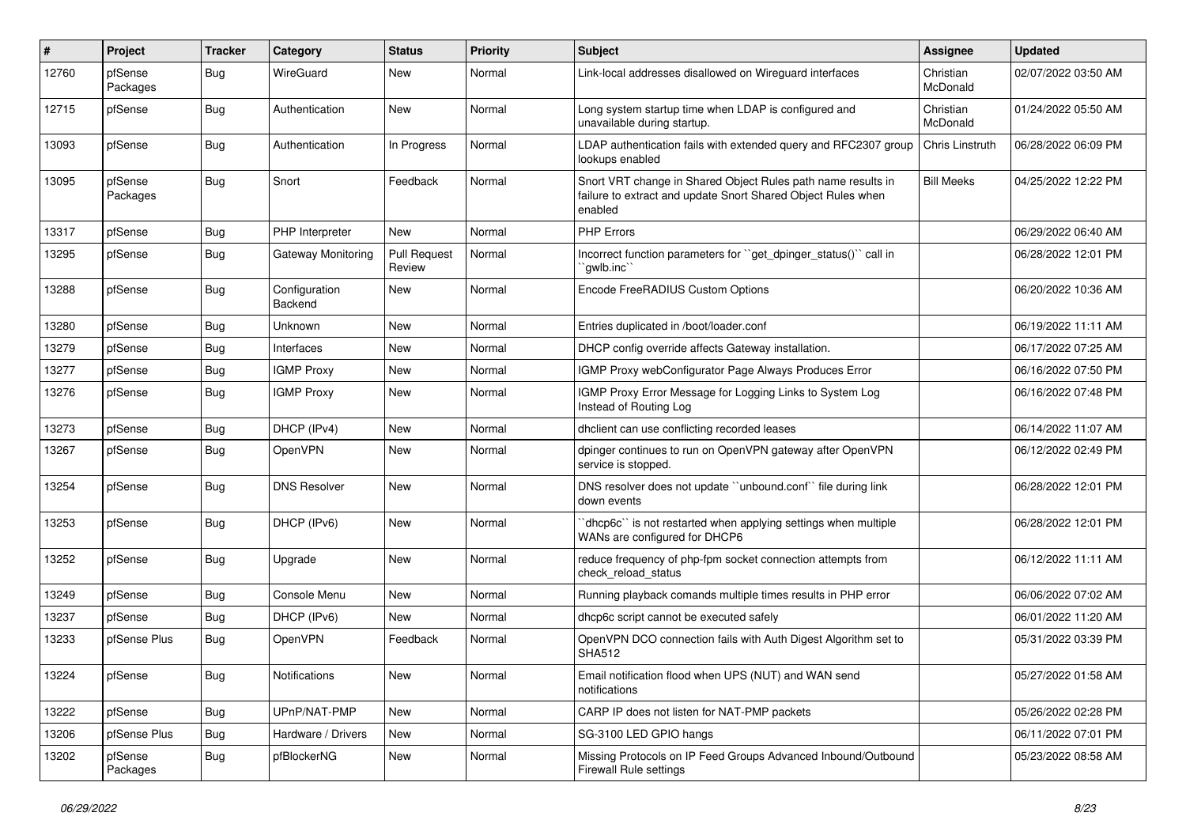| # | Project | Tracker | Category | Status | Priority | Subject | Assignee | Updated |
|---|---|---|---|---|---|---|---|---|
| 12760 | pfSense Packages | Bug | WireGuard | New | Normal | Link-local addresses disallowed on Wireguard interfaces | Christian McDonald | 02/07/2022 03:50 AM |
| 12715 | pfSense | Bug | Authentication | New | Normal | Long system startup time when LDAP is configured and unavailable during startup. | Christian McDonald | 01/24/2022 05:50 AM |
| 13093 | pfSense | Bug | Authentication | In Progress | Normal | LDAP authentication fails with extended query and RFC2307 group lookups enabled | Chris Linstruth | 06/28/2022 06:09 PM |
| 13095 | pfSense Packages | Bug | Snort | Feedback | Normal | Snort VRT change in Shared Object Rules path name results in failure to extract and update Snort Shared Object Rules when enabled | Bill Meeks | 04/25/2022 12:22 PM |
| 13317 | pfSense | Bug | PHP Interpreter | New | Normal | PHP Errors | | 06/29/2022 06:40 AM |
| 13295 | pfSense | Bug | Gateway Monitoring | Pull Request Review | Normal | Incorrect function parameters for ``get_dpinger_status()`` call in ``gwlb.inc`` | | 06/28/2022 12:01 PM |
| 13288 | pfSense | Bug | Configuration Backend | New | Normal | Encode FreeRADIUS Custom Options | | 06/20/2022 10:36 AM |
| 13280 | pfSense | Bug | Unknown | New | Normal | Entries duplicated in /boot/loader.conf | | 06/19/2022 11:11 AM |
| 13279 | pfSense | Bug | Interfaces | New | Normal | DHCP config override affects Gateway installation. | | 06/17/2022 07:25 AM |
| 13277 | pfSense | Bug | IGMP Proxy | New | Normal | IGMP Proxy webConfigurator Page Always Produces Error | | 06/16/2022 07:50 PM |
| 13276 | pfSense | Bug | IGMP Proxy | New | Normal | IGMP Proxy Error Message for Logging Links to System Log Instead of Routing Log | | 06/16/2022 07:48 PM |
| 13273 | pfSense | Bug | DHCP (IPv4) | New | Normal | dhclient can use conflicting recorded leases | | 06/14/2022 11:07 AM |
| 13267 | pfSense | Bug | OpenVPN | New | Normal | dpinger continues to run on OpenVPN gateway after OpenVPN service is stopped. | | 06/12/2022 02:49 PM |
| 13254 | pfSense | Bug | DNS Resolver | New | Normal | DNS resolver does not update ``unbound.conf`` file during link down events | | 06/28/2022 12:01 PM |
| 13253 | pfSense | Bug | DHCP (IPv6) | New | Normal | ``dhcp6c`` is not restarted when applying settings when multiple WANs are configured for DHCP6 | | 06/28/2022 12:01 PM |
| 13252 | pfSense | Bug | Upgrade | New | Normal | reduce frequency of php-fpm socket connection attempts from check_reload_status | | 06/12/2022 11:11 AM |
| 13249 | pfSense | Bug | Console Menu | New | Normal | Running playback comands multiple times results in PHP error | | 06/06/2022 07:02 AM |
| 13237 | pfSense | Bug | DHCP (IPv6) | New | Normal | dhcp6c script cannot be executed safely | | 06/01/2022 11:20 AM |
| 13233 | pfSense Plus | Bug | OpenVPN | Feedback | Normal | OpenVPN DCO connection fails with Auth Digest Algorithm set to SHA512 | | 05/31/2022 03:39 PM |
| 13224 | pfSense | Bug | Notifications | New | Normal | Email notification flood when UPS (NUT) and WAN send notifications | | 05/27/2022 01:58 AM |
| 13222 | pfSense | Bug | UPnP/NAT-PMP | New | Normal | CARP IP does not listen for NAT-PMP packets | | 05/26/2022 02:28 PM |
| 13206 | pfSense Plus | Bug | Hardware / Drivers | New | Normal | SG-3100 LED GPIO hangs | | 06/11/2022 07:01 PM |
| 13202 | pfSense Packages | Bug | pfBlockerNG | New | Normal | Missing Protocols on IP Feed Groups Advanced Inbound/Outbound Firewall Rule settings | | 05/23/2022 08:58 AM |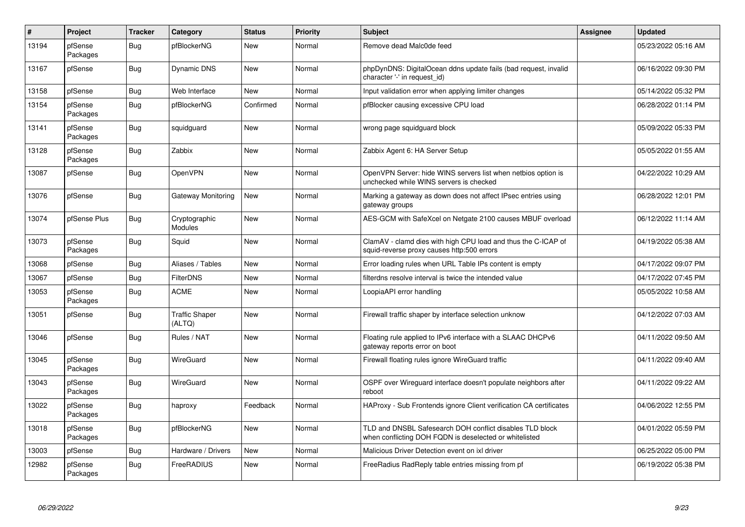| # | Project | Tracker | Category | Status | Priority | Subject | Assignee | Updated |
|---|---|---|---|---|---|---|---|---|
| 13194 | pfSense Packages | Bug | pfBlockerNG | New | Normal | Remove dead Malc0de feed | | 05/23/2022 05:16 AM |
| 13167 | pfSense | Bug | Dynamic DNS | New | Normal | phpDynDNS: DigitalOcean ddns update fails (bad request, invalid character '-' in request_id) | | 06/16/2022 09:30 PM |
| 13158 | pfSense | Bug | Web Interface | New | Normal | Input validation error when applying limiter changes | | 05/14/2022 05:32 PM |
| 13154 | pfSense Packages | Bug | pfBlockerNG | Confirmed | Normal | pfBlocker causing excessive CPU load | | 06/28/2022 01:14 PM |
| 13141 | pfSense Packages | Bug | squidguard | New | Normal | wrong page squidguard block | | 05/09/2022 05:33 PM |
| 13128 | pfSense Packages | Bug | Zabbix | New | Normal | Zabbix Agent 6: HA Server Setup | | 05/05/2022 01:55 AM |
| 13087 | pfSense | Bug | OpenVPN | New | Normal | OpenVPN Server: hide WINS servers list when netbios option is unchecked while WINS servers is checked | | 04/22/2022 10:29 AM |
| 13076 | pfSense | Bug | Gateway Monitoring | New | Normal | Marking a gateway as down does not affect IPsec entries using gateway groups | | 06/28/2022 12:01 PM |
| 13074 | pfSense Plus | Bug | Cryptographic Modules | New | Normal | AES-GCM with SafeXcel on Netgate 2100 causes MBUF overload | | 06/12/2022 11:14 AM |
| 13073 | pfSense Packages | Bug | Squid | New | Normal | ClamAV - clamd dies with high CPU load and thus the C-ICAP of squid-reverse proxy causes http:500 errors | | 04/19/2022 05:38 AM |
| 13068 | pfSense | Bug | Aliases / Tables | New | Normal | Error loading rules when URL Table IPs content is empty | | 04/17/2022 09:07 PM |
| 13067 | pfSense | Bug | FilterDNS | New | Normal | filterdns resolve interval is twice the intended value | | 04/17/2022 07:45 PM |
| 13053 | pfSense Packages | Bug | ACME | New | Normal | LoopiaAPI error handling | | 05/05/2022 10:58 AM |
| 13051 | pfSense | Bug | Traffic Shaper (ALTQ) | New | Normal | Firewall traffic shaper by interface selection unknow | | 04/12/2022 07:03 AM |
| 13046 | pfSense | Bug | Rules / NAT | New | Normal | Floating rule applied to IPv6 interface with a SLAAC DHCPv6 gateway reports error on boot | | 04/11/2022 09:50 AM |
| 13045 | pfSense Packages | Bug | WireGuard | New | Normal | Firewall floating rules ignore WireGuard traffic | | 04/11/2022 09:40 AM |
| 13043 | pfSense Packages | Bug | WireGuard | New | Normal | OSPF over Wireguard interface doesn't populate neighbors after reboot | | 04/11/2022 09:22 AM |
| 13022 | pfSense Packages | Bug | haproxy | Feedback | Normal | HAProxy - Sub Frontends ignore Client verification CA certificates | | 04/06/2022 12:55 PM |
| 13018 | pfSense Packages | Bug | pfBlockerNG | New | Normal | TLD and DNSBL Safesearch DOH conflict disables TLD block when conflicting DOH FQDN is deselected or whitelisted | | 04/01/2022 05:59 PM |
| 13003 | pfSense | Bug | Hardware / Drivers | New | Normal | Malicious Driver Detection event on ixl driver | | 06/25/2022 05:00 PM |
| 12982 | pfSense Packages | Bug | FreeRADIUS | New | Normal | FreeRadius RadReply table entries missing from pf | | 06/19/2022 05:38 PM |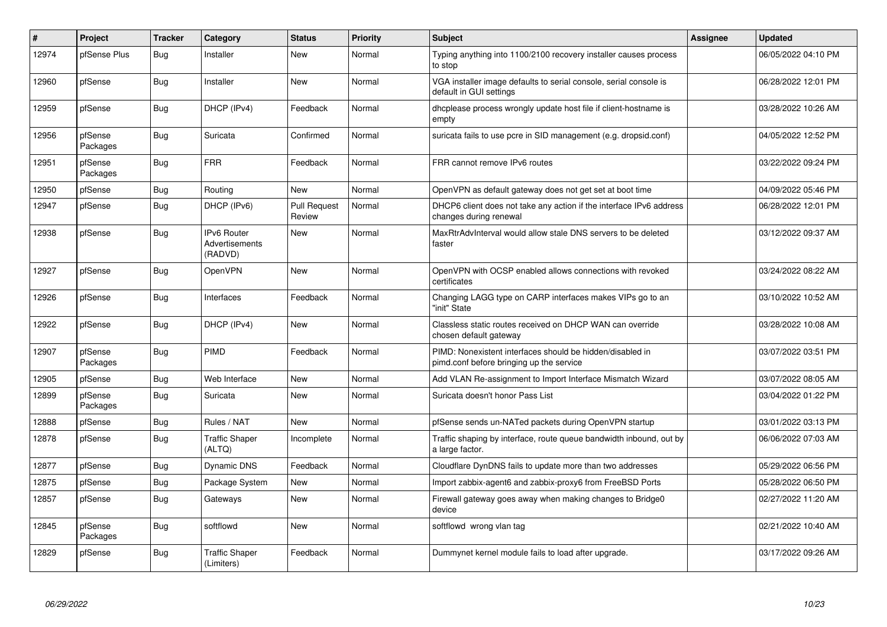| # | Project | Tracker | Category | Status | Priority | Subject | Assignee | Updated |
|---|---|---|---|---|---|---|---|---|
| 12974 | pfSense Plus | Bug | Installer | New | Normal | Typing anything into 1100/2100 recovery installer causes process to stop | | 06/05/2022 04:10 PM |
| 12960 | pfSense | Bug | Installer | New | Normal | VGA installer image defaults to serial console, serial console is default in GUI settings | | 06/28/2022 12:01 PM |
| 12959 | pfSense | Bug | DHCP (IPv4) | Feedback | Normal | dhcplease process wrongly update host file if client-hostname is empty | | 03/28/2022 10:26 AM |
| 12956 | pfSense Packages | Bug | Suricata | Confirmed | Normal | suricata fails to use pcre in SID management (e.g. dropsid.conf) | | 04/05/2022 12:52 PM |
| 12951 | pfSense Packages | Bug | FRR | Feedback | Normal | FRR cannot remove IPv6 routes | | 03/22/2022 09:24 PM |
| 12950 | pfSense | Bug | Routing | New | Normal | OpenVPN as default gateway does not get set at boot time | | 04/09/2022 05:46 PM |
| 12947 | pfSense | Bug | DHCP (IPv6) | Pull Request Review | Normal | DHCP6 client does not take any action if the interface IPv6 address changes during renewal | | 06/28/2022 12:01 PM |
| 12938 | pfSense | Bug | IPv6 Router Advertisements (RADVD) | New | Normal | MaxRtrAdvInterval would allow stale DNS servers to be deleted faster | | 03/12/2022 09:37 AM |
| 12927 | pfSense | Bug | OpenVPN | New | Normal | OpenVPN with OCSP enabled allows connections with revoked certificates | | 03/24/2022 08:22 AM |
| 12926 | pfSense | Bug | Interfaces | Feedback | Normal | Changing LAGG type on CARP interfaces makes VIPs go to an "init" State | | 03/10/2022 10:52 AM |
| 12922 | pfSense | Bug | DHCP (IPv4) | New | Normal | Classless static routes received on DHCP WAN can override chosen default gateway | | 03/28/2022 10:08 AM |
| 12907 | pfSense Packages | Bug | PIMD | Feedback | Normal | PIMD: Nonexistent interfaces should be hidden/disabled in pimd.conf before bringing up the service | | 03/07/2022 03:51 PM |
| 12905 | pfSense | Bug | Web Interface | New | Normal | Add VLAN Re-assignment to Import Interface Mismatch Wizard | | 03/07/2022 08:05 AM |
| 12899 | pfSense Packages | Bug | Suricata | New | Normal | Suricata doesn't honor Pass List | | 03/04/2022 01:22 PM |
| 12888 | pfSense | Bug | Rules / NAT | New | Normal | pfSense sends un-NATed packets during OpenVPN startup | | 03/01/2022 03:13 PM |
| 12878 | pfSense | Bug | Traffic Shaper (ALTQ) | Incomplete | Normal | Traffic shaping by interface, route queue bandwidth inbound, out by a large factor. | | 06/06/2022 07:03 AM |
| 12877 | pfSense | Bug | Dynamic DNS | Feedback | Normal | Cloudflare DynDNS fails to update more than two addresses | | 05/29/2022 06:56 PM |
| 12875 | pfSense | Bug | Package System | New | Normal | Import zabbix-agent6 and zabbix-proxy6 from FreeBSD Ports | | 05/28/2022 06:50 PM |
| 12857 | pfSense | Bug | Gateways | New | Normal | Firewall gateway goes away when making changes to Bridge0 device | | 02/27/2022 11:20 AM |
| 12845 | pfSense Packages | Bug | softflowd | New | Normal | softflowd wrong vlan tag | | 02/21/2022 10:40 AM |
| 12829 | pfSense | Bug | Traffic Shaper (Limiters) | Feedback | Normal | Dummynet kernel module fails to load after upgrade. | | 03/17/2022 09:26 AM |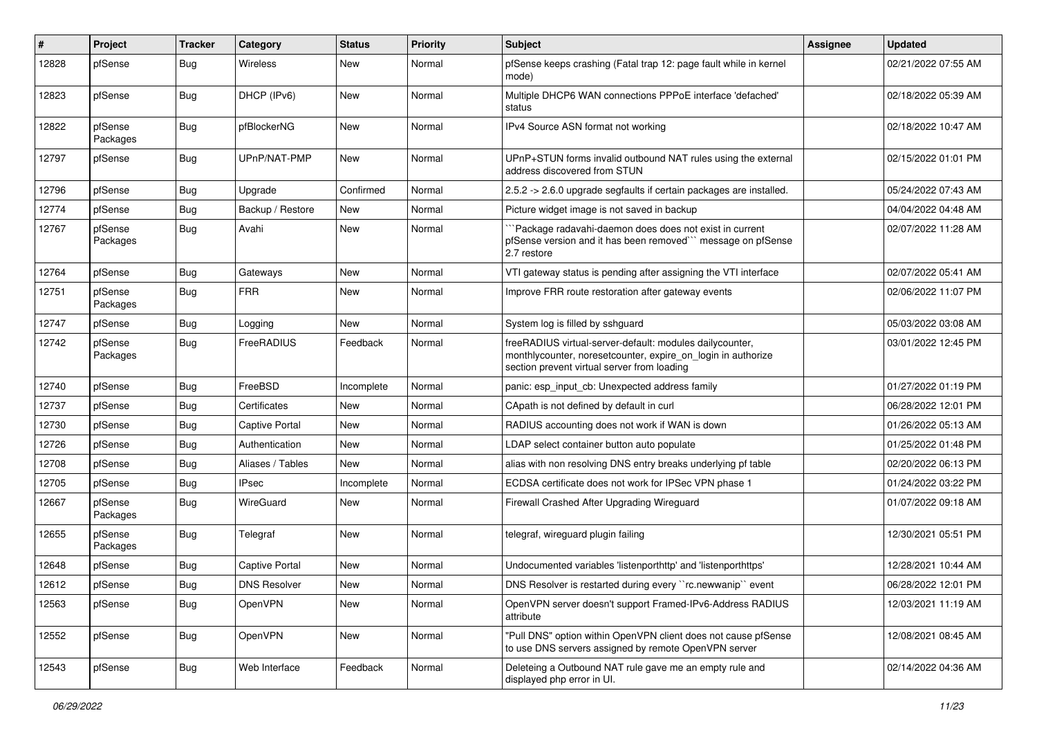| # | Project | Tracker | Category | Status | Priority | Subject | Assignee | Updated |
|---|---|---|---|---|---|---|---|---|
| 12828 | pfSense | Bug | Wireless | New | Normal | pfSense keeps crashing (Fatal trap 12: page fault while in kernel mode) | | 02/21/2022 07:55 AM |
| 12823 | pfSense | Bug | DHCP (IPv6) | New | Normal | Multiple DHCP6 WAN connections PPPoE interface 'defached' status | | 02/18/2022 05:39 AM |
| 12822 | pfSense Packages | Bug | pfBlockerNG | New | Normal | IPv4 Source ASN format not working | | 02/18/2022 10:47 AM |
| 12797 | pfSense | Bug | UPnP/NAT-PMP | New | Normal | UPnP+STUN forms invalid outbound NAT rules using the external address discovered from STUN | | 02/15/2022 01:01 PM |
| 12796 | pfSense | Bug | Upgrade | Confirmed | Normal | 2.5.2 -> 2.6.0 upgrade segfaults if certain packages are installed. | | 05/24/2022 07:43 AM |
| 12774 | pfSense | Bug | Backup / Restore | New | Normal | Picture widget image is not saved in backup | | 04/04/2022 04:48 AM |
| 12767 | pfSense Packages | Bug | Avahi | New | Normal | ```Package radavahi-daemon does does not exist in current pfSense version and it has been removed``` message on pfSense 2.7 restore | | 02/07/2022 11:28 AM |
| 12764 | pfSense | Bug | Gateways | New | Normal | VTI gateway status is pending after assigning the VTI interface | | 02/07/2022 05:41 AM |
| 12751 | pfSense Packages | Bug | FRR | New | Normal | Improve FRR route restoration after gateway events | | 02/06/2022 11:07 PM |
| 12747 | pfSense | Bug | Logging | New | Normal | System log is filled by sshguard | | 05/03/2022 03:08 AM |
| 12742 | pfSense Packages | Bug | FreeRADIUS | Feedback | Normal | freeRADIUS virtual-server-default: modules dailycounter, monthlycounter, noresetcounter, expire_on_login in authorize section prevent virtual server from loading | | 03/01/2022 12:45 PM |
| 12740 | pfSense | Bug | FreeBSD | Incomplete | Normal | panic: esp_input_cb: Unexpected address family | | 01/27/2022 01:19 PM |
| 12737 | pfSense | Bug | Certificates | New | Normal | CApath is not defined by default in curl | | 06/28/2022 12:01 PM |
| 12730 | pfSense | Bug | Captive Portal | New | Normal | RADIUS accounting does not work if WAN is down | | 01/26/2022 05:13 AM |
| 12726 | pfSense | Bug | Authentication | New | Normal | LDAP select container button auto populate | | 01/25/2022 01:48 PM |
| 12708 | pfSense | Bug | Aliases / Tables | New | Normal | alias with non resolving DNS entry breaks underlying pf table | | 02/20/2022 06:13 PM |
| 12705 | pfSense | Bug | IPsec | Incomplete | Normal | ECDSA certificate does not work for IPSec VPN phase 1 | | 01/24/2022 03:22 PM |
| 12667 | pfSense Packages | Bug | WireGuard | New | Normal | Firewall Crashed After Upgrading Wireguard | | 01/07/2022 09:18 AM |
| 12655 | pfSense Packages | Bug | Telegraf | New | Normal | telegraf, wireguard plugin failing | | 12/30/2021 05:51 PM |
| 12648 | pfSense | Bug | Captive Portal | New | Normal | Undocumented variables 'listenporthttp' and 'listenporthttps' | | 12/28/2021 10:44 AM |
| 12612 | pfSense | Bug | DNS Resolver | New | Normal | DNS Resolver is restarted during every ``rc.newwanip`` event | | 06/28/2022 12:01 PM |
| 12563 | pfSense | Bug | OpenVPN | New | Normal | OpenVPN server doesn't support Framed-IPv6-Address RADIUS attribute | | 12/03/2021 11:19 AM |
| 12552 | pfSense | Bug | OpenVPN | New | Normal | "Pull DNS" option within OpenVPN client does not cause pfSense to use DNS servers assigned by remote OpenVPN server | | 12/08/2021 08:45 AM |
| 12543 | pfSense | Bug | Web Interface | Feedback | Normal | Deleteing a Outbound NAT rule gave me an empty rule and displayed php error in UI. | | 02/14/2022 04:36 AM |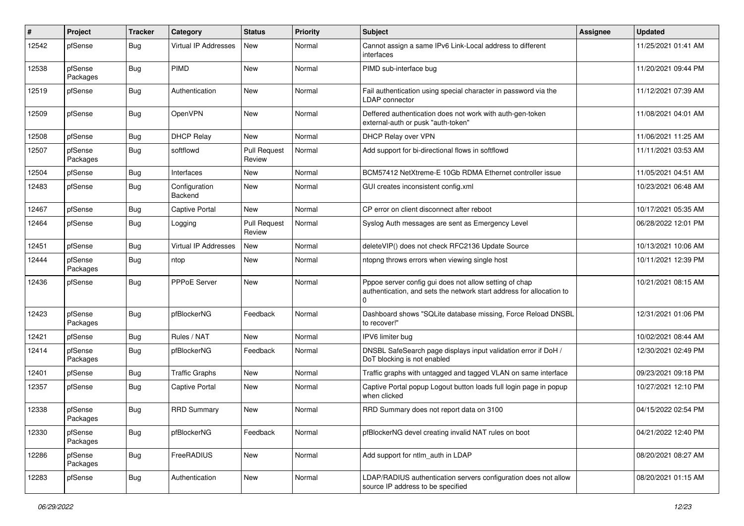| # | Project | Tracker | Category | Status | Priority | Subject | Assignee | Updated |
|---|---|---|---|---|---|---|---|---|
| 12542 | pfSense | Bug | Virtual IP Addresses | New | Normal | Cannot assign a same IPv6 Link-Local address to different interfaces | | 11/25/2021 01:41 AM |
| 12538 | pfSense Packages | Bug | PIMD | New | Normal | PIMD sub-interface bug | | 11/20/2021 09:44 PM |
| 12519 | pfSense | Bug | Authentication | New | Normal | Fail authentication using special character in password via the LDAP connector | | 11/12/2021 07:39 AM |
| 12509 | pfSense | Bug | OpenVPN | New | Normal | Deffered authentication does not work with auth-gen-token external-auth or pusk "auth-token" | | 11/08/2021 04:01 AM |
| 12508 | pfSense | Bug | DHCP Relay | New | Normal | DHCP Relay over VPN | | 11/06/2021 11:25 AM |
| 12507 | pfSense Packages | Bug | softflowd | Pull Request Review | Normal | Add support for bi-directional flows in softflowd | | 11/11/2021 03:53 AM |
| 12504 | pfSense | Bug | Interfaces | New | Normal | BCM57412 NetXtreme-E 10Gb RDMA Ethernet controller issue | | 11/05/2021 04:51 AM |
| 12483 | pfSense | Bug | Configuration Backend | New | Normal | GUI creates inconsistent config.xml | | 10/23/2021 06:48 AM |
| 12467 | pfSense | Bug | Captive Portal | New | Normal | CP error on client disconnect after reboot | | 10/17/2021 05:35 AM |
| 12464 | pfSense | Bug | Logging | Pull Request Review | Normal | Syslog Auth messages are sent as Emergency Level | | 06/28/2022 12:01 PM |
| 12451 | pfSense | Bug | Virtual IP Addresses | New | Normal | deleteVIP() does not check RFC2136 Update Source | | 10/13/2021 10:06 AM |
| 12444 | pfSense Packages | Bug | ntop | New | Normal | ntopng throws errors when viewing single host | | 10/11/2021 12:39 PM |
| 12436 | pfSense | Bug | PPPoE Server | New | Normal | Pppoe server config gui does not allow setting of chap authentication, and sets the network start address for allocation to 0 | | 10/21/2021 08:15 AM |
| 12423 | pfSense Packages | Bug | pfBlockerNG | Feedback | Normal | Dashboard shows "SQLite database missing, Force Reload DNSBL to recover!" | | 12/31/2021 01:06 PM |
| 12421 | pfSense | Bug | Rules / NAT | New | Normal | IPV6 limiter bug | | 10/02/2021 08:44 AM |
| 12414 | pfSense Packages | Bug | pfBlockerNG | Feedback | Normal | DNSBL SafeSearch page displays input validation error if DoH / DoT blocking is not enabled | | 12/30/2021 02:49 PM |
| 12401 | pfSense | Bug | Traffic Graphs | New | Normal | Traffic graphs with untagged and tagged VLAN on same interface | | 09/23/2021 09:18 PM |
| 12357 | pfSense | Bug | Captive Portal | New | Normal | Captive Portal popup Logout button loads full login page in popup when clicked | | 10/27/2021 12:10 PM |
| 12338 | pfSense Packages | Bug | RRD Summary | New | Normal | RRD Summary does not report data on 3100 | | 04/15/2022 02:54 PM |
| 12330 | pfSense Packages | Bug | pfBlockerNG | Feedback | Normal | pfBlockerNG devel creating invalid NAT rules on boot | | 04/21/2022 12:40 PM |
| 12286 | pfSense Packages | Bug | FreeRADIUS | New | Normal | Add support for ntlm_auth in LDAP | | 08/20/2021 08:27 AM |
| 12283 | pfSense | Bug | Authentication | New | Normal | LDAP/RADIUS authentication servers configuration does not allow source IP address to be specified | | 08/20/2021 01:15 AM |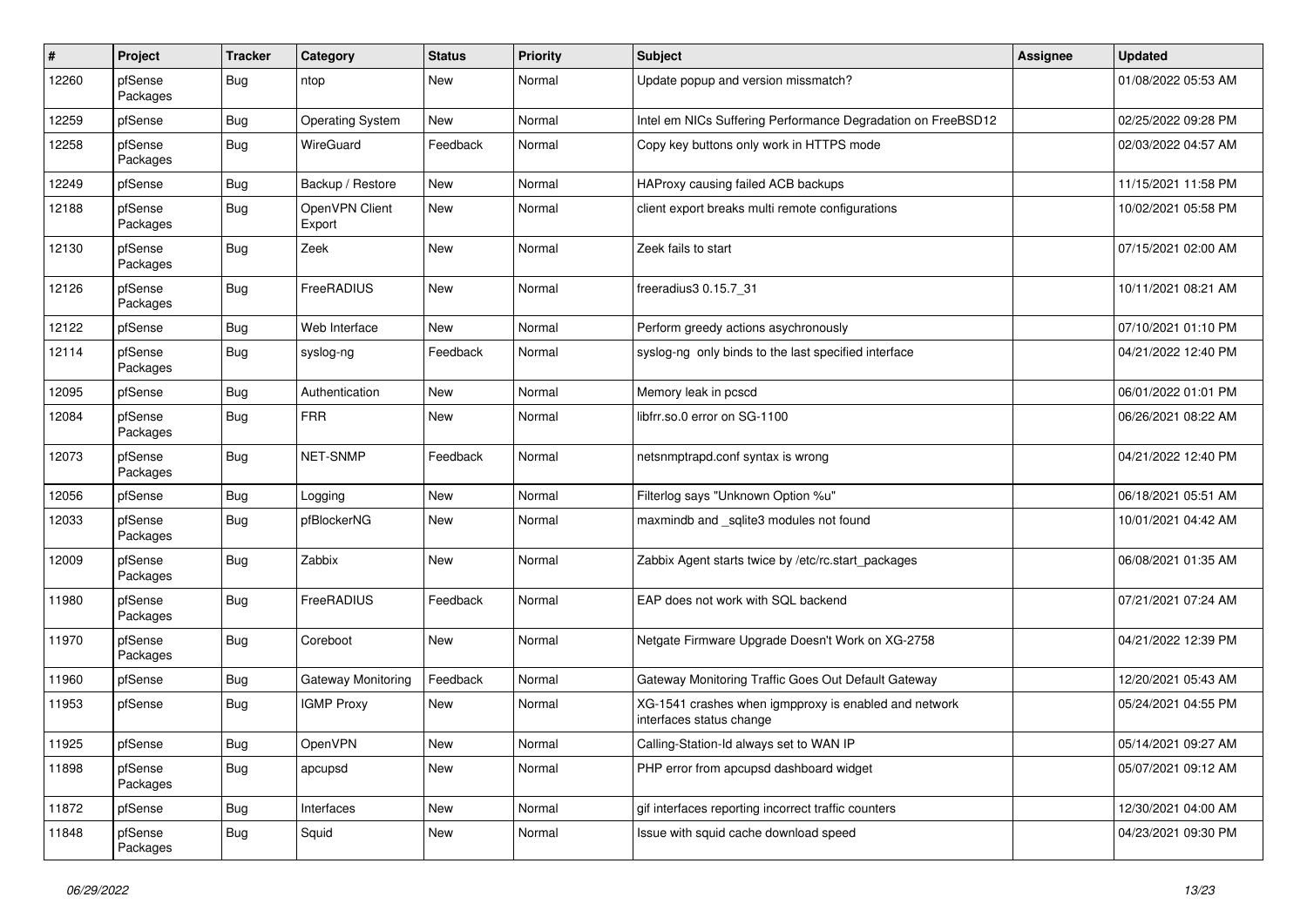| # | Project | Tracker | Category | Status | Priority | Subject | Assignee | Updated |
|---|---|---|---|---|---|---|---|---|
| 12260 | pfSense Packages | Bug | ntop | New | Normal | Update popup and version missmatch? | | 01/08/2022 05:53 AM |
| 12259 | pfSense | Bug | Operating System | New | Normal | Intel em NICs Suffering Performance Degradation on FreeBSD12 | | 02/25/2022 09:28 PM |
| 12258 | pfSense Packages | Bug | WireGuard | Feedback | Normal | Copy key buttons only work in HTTPS mode | | 02/03/2022 04:57 AM |
| 12249 | pfSense | Bug | Backup / Restore | New | Normal | HAProxy causing failed ACB backups | | 11/15/2021 11:58 PM |
| 12188 | pfSense Packages | Bug | OpenVPN Client Export | New | Normal | client export breaks multi remote configurations | | 10/02/2021 05:58 PM |
| 12130 | pfSense Packages | Bug | Zeek | New | Normal | Zeek fails to start | | 07/15/2021 02:00 AM |
| 12126 | pfSense Packages | Bug | FreeRADIUS | New | Normal | freeradius3 0.15.7_31 | | 10/11/2021 08:21 AM |
| 12122 | pfSense | Bug | Web Interface | New | Normal | Perform greedy actions asychronously | | 07/10/2021 01:10 PM |
| 12114 | pfSense Packages | Bug | syslog-ng | Feedback | Normal | syslog-ng only binds to the last specified interface | | 04/21/2022 12:40 PM |
| 12095 | pfSense | Bug | Authentication | New | Normal | Memory leak in pcscd | | 06/01/2022 01:01 PM |
| 12084 | pfSense Packages | Bug | FRR | New | Normal | libfrr.so.0 error on SG-1100 | | 06/26/2021 08:22 AM |
| 12073 | pfSense Packages | Bug | NET-SNMP | Feedback | Normal | netsnmptrapd.conf syntax is wrong | | 04/21/2022 12:40 PM |
| 12056 | pfSense | Bug | Logging | New | Normal | Filterlog says "Unknown Option %u" | | 06/18/2021 05:51 AM |
| 12033 | pfSense Packages | Bug | pfBlockerNG | New | Normal | maxmindb and _sqlite3 modules not found | | 10/01/2021 04:42 AM |
| 12009 | pfSense Packages | Bug | Zabbix | New | Normal | Zabbix Agent starts twice by /etc/rc.start_packages | | 06/08/2021 01:35 AM |
| 11980 | pfSense Packages | Bug | FreeRADIUS | Feedback | Normal | EAP does not work with SQL backend | | 07/21/2021 07:24 AM |
| 11970 | pfSense Packages | Bug | Coreboot | New | Normal | Netgate Firmware Upgrade Doesn't Work on XG-2758 | | 04/21/2022 12:39 PM |
| 11960 | pfSense | Bug | Gateway Monitoring | Feedback | Normal | Gateway Monitoring Traffic Goes Out Default Gateway | | 12/20/2021 05:43 AM |
| 11953 | pfSense | Bug | IGMP Proxy | New | Normal | XG-1541 crashes when igmpproxy is enabled and network interfaces status change | | 05/24/2021 04:55 PM |
| 11925 | pfSense | Bug | OpenVPN | New | Normal | Calling-Station-Id always set to WAN IP | | 05/14/2021 09:27 AM |
| 11898 | pfSense Packages | Bug | apcupsd | New | Normal | PHP error from apcupsd dashboard widget | | 05/07/2021 09:12 AM |
| 11872 | pfSense | Bug | Interfaces | New | Normal | gif interfaces reporting incorrect traffic counters | | 12/30/2021 04:00 AM |
| 11848 | pfSense Packages | Bug | Squid | New | Normal | Issue with squid cache download speed | | 04/23/2021 09:30 PM |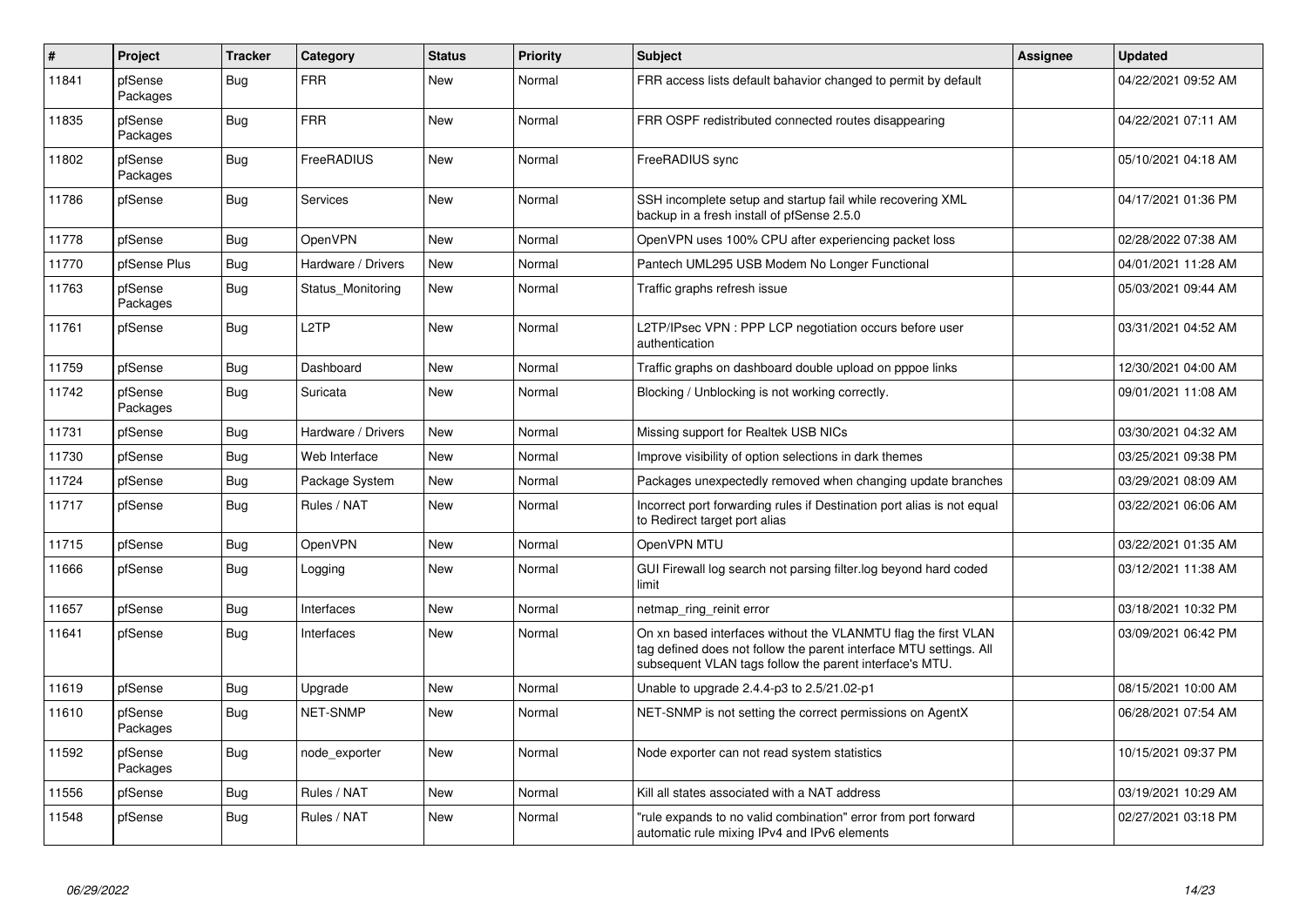| # | Project | Tracker | Category | Status | Priority | Subject | Assignee | Updated |
|---|---|---|---|---|---|---|---|---|
| 11841 | pfSense Packages | Bug | FRR | New | Normal | FRR access lists default bahavior changed to permit by default | | 04/22/2021 09:52 AM |
| 11835 | pfSense Packages | Bug | FRR | New | Normal | FRR OSPF redistributed connected routes disappearing | | 04/22/2021 07:11 AM |
| 11802 | pfSense Packages | Bug | FreeRADIUS | New | Normal | FreeRADIUS sync | | 05/10/2021 04:18 AM |
| 11786 | pfSense | Bug | Services | New | Normal | SSH incomplete setup and startup fail while recovering XML backup in a fresh install of pfSense 2.5.0 | | 04/17/2021 01:36 PM |
| 11778 | pfSense | Bug | OpenVPN | New | Normal | OpenVPN uses 100% CPU after experiencing packet loss | | 02/28/2022 07:38 AM |
| 11770 | pfSense Plus | Bug | Hardware / Drivers | New | Normal | Pantech UML295 USB Modem No Longer Functional | | 04/01/2021 11:28 AM |
| 11763 | pfSense Packages | Bug | Status_Monitoring | New | Normal | Traffic graphs refresh issue | | 05/03/2021 09:44 AM |
| 11761 | pfSense | Bug | L2TP | New | Normal | L2TP/IPsec VPN : PPP LCP negotiation occurs before user authentication | | 03/31/2021 04:52 AM |
| 11759 | pfSense | Bug | Dashboard | New | Normal | Traffic graphs on dashboard double upload on pppoe links | | 12/30/2021 04:00 AM |
| 11742 | pfSense Packages | Bug | Suricata | New | Normal | Blocking / Unblocking is not working correctly. | | 09/01/2021 11:08 AM |
| 11731 | pfSense | Bug | Hardware / Drivers | New | Normal | Missing support for Realtek USB NICs | | 03/30/2021 04:32 AM |
| 11730 | pfSense | Bug | Web Interface | New | Normal | Improve visibility of option selections in dark themes | | 03/25/2021 09:38 PM |
| 11724 | pfSense | Bug | Package System | New | Normal | Packages unexpectedly removed when changing update branches | | 03/29/2021 08:09 AM |
| 11717 | pfSense | Bug | Rules / NAT | New | Normal | Incorrect port forwarding rules if Destination port alias is not equal to Redirect target port alias | | 03/22/2021 06:06 AM |
| 11715 | pfSense | Bug | OpenVPN | New | Normal | OpenVPN MTU | | 03/22/2021 01:35 AM |
| 11666 | pfSense | Bug | Logging | New | Normal | GUI Firewall log search not parsing filter.log beyond hard coded limit | | 03/12/2021 11:38 AM |
| 11657 | pfSense | Bug | Interfaces | New | Normal | netmap_ring_reinit error | | 03/18/2021 10:32 PM |
| 11641 | pfSense | Bug | Interfaces | New | Normal | On xn based interfaces without the VLANMTU flag the first VLAN tag defined does not follow the parent interface MTU settings. All subsequent VLAN tags follow the parent interface's MTU. | | 03/09/2021 06:42 PM |
| 11619 | pfSense | Bug | Upgrade | New | Normal | Unable to upgrade 2.4.4-p3 to 2.5/21.02-p1 | | 08/15/2021 10:00 AM |
| 11610 | pfSense Packages | Bug | NET-SNMP | New | Normal | NET-SNMP is not setting the correct permissions on AgentX | | 06/28/2021 07:54 AM |
| 11592 | pfSense Packages | Bug | node_exporter | New | Normal | Node exporter can not read system statistics | | 10/15/2021 09:37 PM |
| 11556 | pfSense | Bug | Rules / NAT | New | Normal | Kill all states associated with a NAT address | | 03/19/2021 10:29 AM |
| 11548 | pfSense | Bug | Rules / NAT | New | Normal | "rule expands to no valid combination" error from port forward automatic rule mixing IPv4 and IPv6 elements | | 02/27/2021 03:18 PM |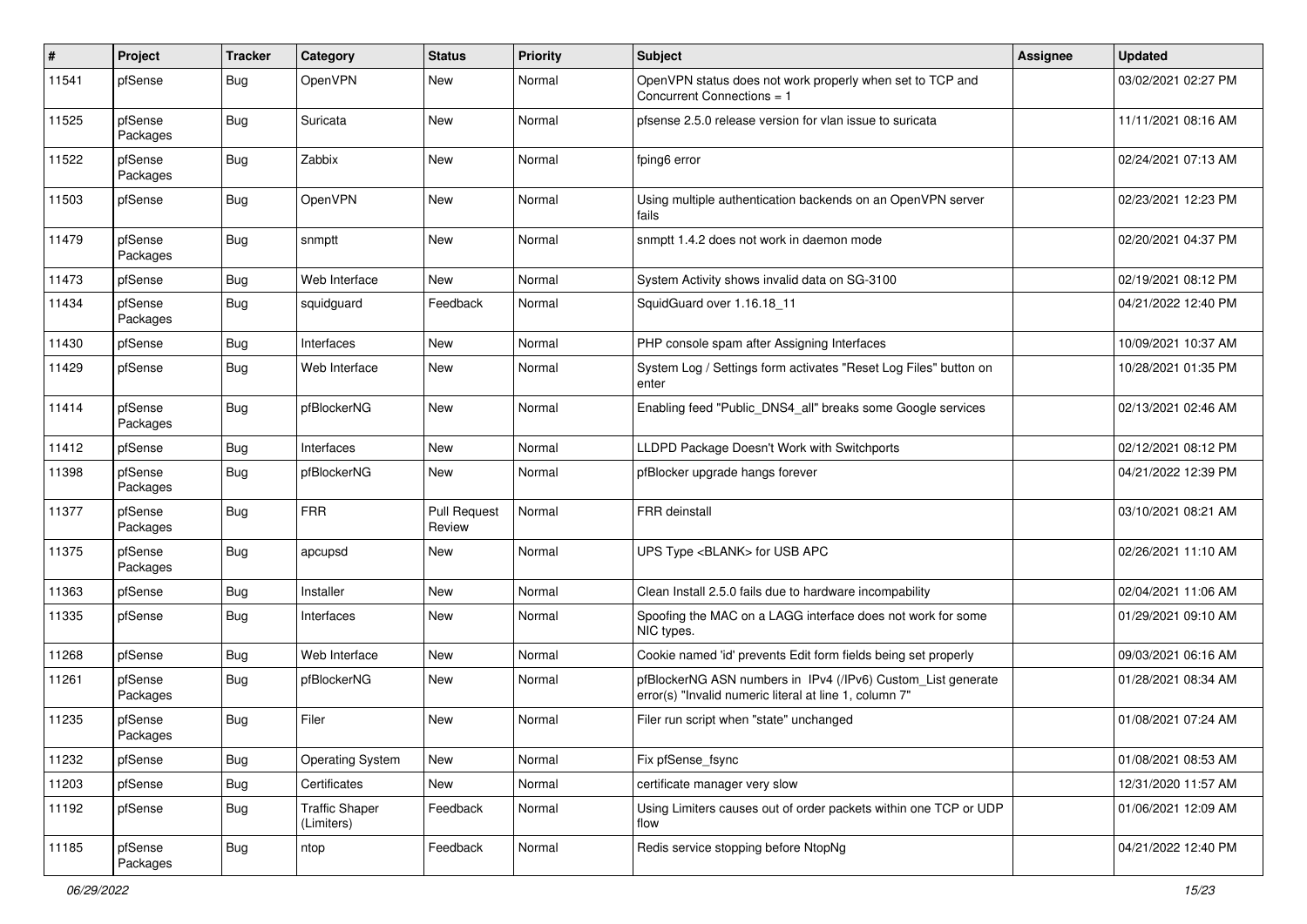| # | Project | Tracker | Category | Status | Priority | Subject | Assignee | Updated |
|---|---|---|---|---|---|---|---|---|
| 11541 | pfSense | Bug | OpenVPN | New | Normal | OpenVPN status does not work properly when set to TCP and Concurrent Connections = 1 | | 03/02/2021 02:27 PM |
| 11525 | pfSense Packages | Bug | Suricata | New | Normal | pfsense 2.5.0 release version for vlan issue to suricata | | 11/11/2021 08:16 AM |
| 11522 | pfSense Packages | Bug | Zabbix | New | Normal | fping6 error | | 02/24/2021 07:13 AM |
| 11503 | pfSense | Bug | OpenVPN | New | Normal | Using multiple authentication backends on an OpenVPN server fails | | 02/23/2021 12:23 PM |
| 11479 | pfSense Packages | Bug | snmptt | New | Normal | snmptt 1.4.2 does not work in daemon mode | | 02/20/2021 04:37 PM |
| 11473 | pfSense | Bug | Web Interface | New | Normal | System Activity shows invalid data on SG-3100 | | 02/19/2021 08:12 PM |
| 11434 | pfSense Packages | Bug | squidguard | Feedback | Normal | SquidGuard over 1.16.18_11 | | 04/21/2022 12:40 PM |
| 11430 | pfSense | Bug | Interfaces | New | Normal | PHP console spam after Assigning Interfaces | | 10/09/2021 10:37 AM |
| 11429 | pfSense | Bug | Web Interface | New | Normal | System Log / Settings form activates "Reset Log Files" button on enter | | 10/28/2021 01:35 PM |
| 11414 | pfSense Packages | Bug | pfBlockerNG | New | Normal | Enabling feed "Public_DNS4_all" breaks some Google services | | 02/13/2021 02:46 AM |
| 11412 | pfSense | Bug | Interfaces | New | Normal | LLDPD Package Doesn't Work with Switchports | | 02/12/2021 08:12 PM |
| 11398 | pfSense Packages | Bug | pfBlockerNG | New | Normal | pfBlocker upgrade hangs forever | | 04/21/2022 12:39 PM |
| 11377 | pfSense Packages | Bug | FRR | Pull Request Review | Normal | FRR deinstall | | 03/10/2021 08:21 AM |
| 11375 | pfSense Packages | Bug | apcupsd | New | Normal | UPS Type <BLANK> for USB APC | | 02/26/2021 11:10 AM |
| 11363 | pfSense | Bug | Installer | New | Normal | Clean Install 2.5.0 fails due to hardware incompability | | 02/04/2021 11:06 AM |
| 11335 | pfSense | Bug | Interfaces | New | Normal | Spoofing the MAC on a LAGG interface does not work for some NIC types. | | 01/29/2021 09:10 AM |
| 11268 | pfSense | Bug | Web Interface | New | Normal | Cookie named 'id' prevents Edit form fields being set properly | | 09/03/2021 06:16 AM |
| 11261 | pfSense Packages | Bug | pfBlockerNG | New | Normal | pfBlockerNG ASN numbers in IPv4 (/IPv6) Custom_List generate error(s) "Invalid numeric literal at line 1, column 7" | | 01/28/2021 08:34 AM |
| 11235 | pfSense Packages | Bug | Filer | New | Normal | Filer run script when "state" unchanged | | 01/08/2021 07:24 AM |
| 11232 | pfSense | Bug | Operating System | New | Normal | Fix pfSense_fsync | | 01/08/2021 08:53 AM |
| 11203 | pfSense | Bug | Certificates | New | Normal | certificate manager very slow | | 12/31/2020 11:57 AM |
| 11192 | pfSense | Bug | Traffic Shaper (Limiters) | Feedback | Normal | Using Limiters causes out of order packets within one TCP or UDP flow | | 01/06/2021 12:09 AM |
| 11185 | pfSense Packages | Bug | ntop | Feedback | Normal | Redis service stopping before NtopNg | | 04/21/2022 12:40 PM |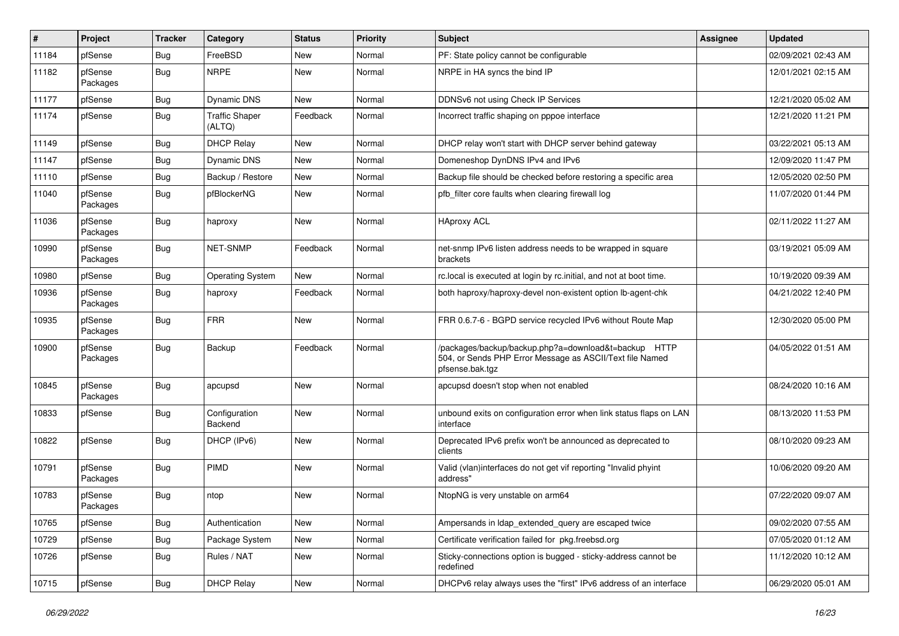| # | Project | Tracker | Category | Status | Priority | Subject | Assignee | Updated |
|---|---|---|---|---|---|---|---|---|
| 11184 | pfSense | Bug | FreeBSD | New | Normal | PF: State policy cannot be configurable | | 02/09/2021 02:43 AM |
| 11182 | pfSense Packages | Bug | NRPE | New | Normal | NRPE in HA syncs the bind IP | | 12/01/2021 02:15 AM |
| 11177 | pfSense | Bug | Dynamic DNS | New | Normal | DDNSv6 not using Check IP Services | | 12/21/2020 05:02 AM |
| 11174 | pfSense | Bug | Traffic Shaper (ALTQ) | Feedback | Normal | Incorrect traffic shaping on pppoe interface | | 12/21/2020 11:21 PM |
| 11149 | pfSense | Bug | DHCP Relay | New | Normal | DHCP relay won't start with DHCP server behind gateway | | 03/22/2021 05:13 AM |
| 11147 | pfSense | Bug | Dynamic DNS | New | Normal | Domeneshop DynDNS IPv4 and IPv6 | | 12/09/2020 11:47 PM |
| 11110 | pfSense | Bug | Backup / Restore | New | Normal | Backup file should be checked before restoring a specific area | | 12/05/2020 02:50 PM |
| 11040 | pfSense Packages | Bug | pfBlockerNG | New | Normal | pfb_filter core faults when clearing firewall log | | 11/07/2020 01:44 PM |
| 11036 | pfSense Packages | Bug | haproxy | New | Normal | HAproxy ACL | | 02/11/2022 11:27 AM |
| 10990 | pfSense Packages | Bug | NET-SNMP | Feedback | Normal | net-snmp IPv6 listen address needs to be wrapped in square brackets | | 03/19/2021 05:09 AM |
| 10980 | pfSense | Bug | Operating System | New | Normal | rc.local is executed at login by rc.initial, and not at boot time. | | 10/19/2020 09:39 AM |
| 10936 | pfSense Packages | Bug | haproxy | Feedback | Normal | both haproxy/haproxy-devel non-existent option lb-agent-chk | | 04/21/2022 12:40 PM |
| 10935 | pfSense Packages | Bug | FRR | New | Normal | FRR 0.6.7-6 - BGPD service recycled IPv6 without Route Map | | 12/30/2020 05:00 PM |
| 10900 | pfSense Packages | Bug | Backup | Feedback | Normal | /packages/backup/backup.php?a=download&t=backup HTTP 504, or Sends PHP Error Message as ASCII/Text file Named pfsense.bak.tgz | | 04/05/2022 01:51 AM |
| 10845 | pfSense Packages | Bug | apcupsd | New | Normal | apcupsd doesn't stop when not enabled | | 08/24/2020 10:16 AM |
| 10833 | pfSense | Bug | Configuration Backend | New | Normal | unbound exits on configuration error when link status flaps on LAN interface | | 08/13/2020 11:53 PM |
| 10822 | pfSense | Bug | DHCP (IPv6) | New | Normal | Deprecated IPv6 prefix won't be announced as deprecated to clients | | 08/10/2020 09:23 AM |
| 10791 | pfSense Packages | Bug | PIMD | New | Normal | Valid (vlan)interfaces do not get vif reporting "Invalid phyint address" | | 10/06/2020 09:20 AM |
| 10783 | pfSense Packages | Bug | ntop | New | Normal | NtopNG is very unstable on arm64 | | 07/22/2020 09:07 AM |
| 10765 | pfSense | Bug | Authentication | New | Normal | Ampersands in ldap_extended_query are escaped twice | | 09/02/2020 07:55 AM |
| 10729 | pfSense | Bug | Package System | New | Normal | Certificate verification failed for pkg.freebsd.org | | 07/05/2020 01:12 AM |
| 10726 | pfSense | Bug | Rules / NAT | New | Normal | Sticky-connections option is bugged - sticky-address cannot be redefined | | 11/12/2020 10:12 AM |
| 10715 | pfSense | Bug | DHCP Relay | New | Normal | DHCPv6 relay always uses the "first" IPv6 address of an interface | | 06/29/2020 05:01 AM |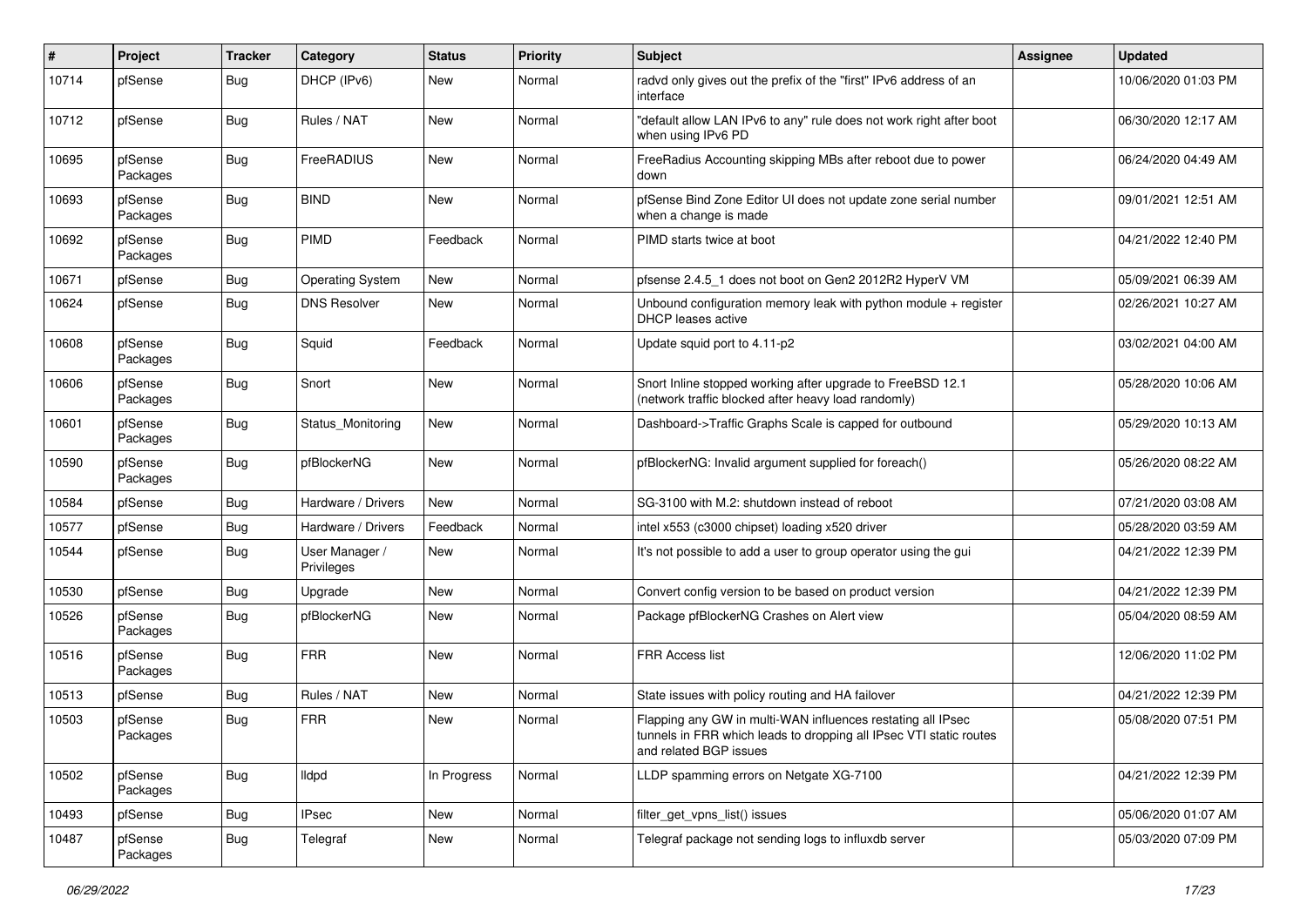| # | Project | Tracker | Category | Status | Priority | Subject | Assignee | Updated |
|---|---|---|---|---|---|---|---|---|
| 10714 | pfSense | Bug | DHCP (IPv6) | New | Normal | radvd only gives out the prefix of the "first" IPv6 address of an interface | | 10/06/2020 01:03 PM |
| 10712 | pfSense | Bug | Rules / NAT | New | Normal | "default allow LAN IPv6 to any" rule does not work right after boot when using IPv6 PD | | 06/30/2020 12:17 AM |
| 10695 | pfSense Packages | Bug | FreeRADIUS | New | Normal | FreeRadius Accounting skipping MBs after reboot due to power down | | 06/24/2020 04:49 AM |
| 10693 | pfSense Packages | Bug | BIND | New | Normal | pfSense Bind Zone Editor UI does not update zone serial number when a change is made | | 09/01/2021 12:51 AM |
| 10692 | pfSense Packages | Bug | PIMD | Feedback | Normal | PIMD starts twice at boot | | 04/21/2022 12:40 PM |
| 10671 | pfSense | Bug | Operating System | New | Normal | pfsense 2.4.5_1 does not boot on Gen2 2012R2 HyperV VM | | 05/09/2021 06:39 AM |
| 10624 | pfSense | Bug | DNS Resolver | New | Normal | Unbound configuration memory leak with python module + register DHCP leases active | | 02/26/2021 10:27 AM |
| 10608 | pfSense Packages | Bug | Squid | Feedback | Normal | Update squid port to 4.11-p2 | | 03/02/2021 04:00 AM |
| 10606 | pfSense Packages | Bug | Snort | New | Normal | Snort Inline stopped working after upgrade to FreeBSD 12.1 (network traffic blocked after heavy load randomly) | | 05/28/2020 10:06 AM |
| 10601 | pfSense Packages | Bug | Status_Monitoring | New | Normal | Dashboard->Traffic Graphs Scale is capped for outbound | | 05/29/2020 10:13 AM |
| 10590 | pfSense Packages | Bug | pfBlockerNG | New | Normal | pfBlockerNG: Invalid argument supplied for foreach() | | 05/26/2020 08:22 AM |
| 10584 | pfSense | Bug | Hardware / Drivers | New | Normal | SG-3100 with M.2: shutdown instead of reboot | | 07/21/2020 03:08 AM |
| 10577 | pfSense | Bug | Hardware / Drivers | Feedback | Normal | intel x553 (c3000 chipset) loading x520 driver | | 05/28/2020 03:59 AM |
| 10544 | pfSense | Bug | User Manager / Privileges | New | Normal | It's not possible to add a user to group operator using the gui | | 04/21/2022 12:39 PM |
| 10530 | pfSense | Bug | Upgrade | New | Normal | Convert config version to be based on product version | | 04/21/2022 12:39 PM |
| 10526 | pfSense Packages | Bug | pfBlockerNG | New | Normal | Package pfBlockerNG Crashes on Alert view | | 05/04/2020 08:59 AM |
| 10516 | pfSense Packages | Bug | FRR | New | Normal | FRR Access list | | 12/06/2020 11:02 PM |
| 10513 | pfSense | Bug | Rules / NAT | New | Normal | State issues with policy routing and HA failover | | 04/21/2022 12:39 PM |
| 10503 | pfSense Packages | Bug | FRR | New | Normal | Flapping any GW in multi-WAN influences restating all IPsec tunnels in FRR which leads to dropping all IPsec VTI static routes and related BGP issues | | 05/08/2020 07:51 PM |
| 10502 | pfSense Packages | Bug | lldpd | In Progress | Normal | LLDP spamming errors on Netgate XG-7100 | | 04/21/2022 12:39 PM |
| 10493 | pfSense | Bug | IPsec | New | Normal | filter_get_vpns_list() issues | | 05/06/2020 01:07 AM |
| 10487 | pfSense Packages | Bug | Telegraf | New | Normal | Telegraf package not sending logs to influxdb server | | 05/03/2020 07:09 PM |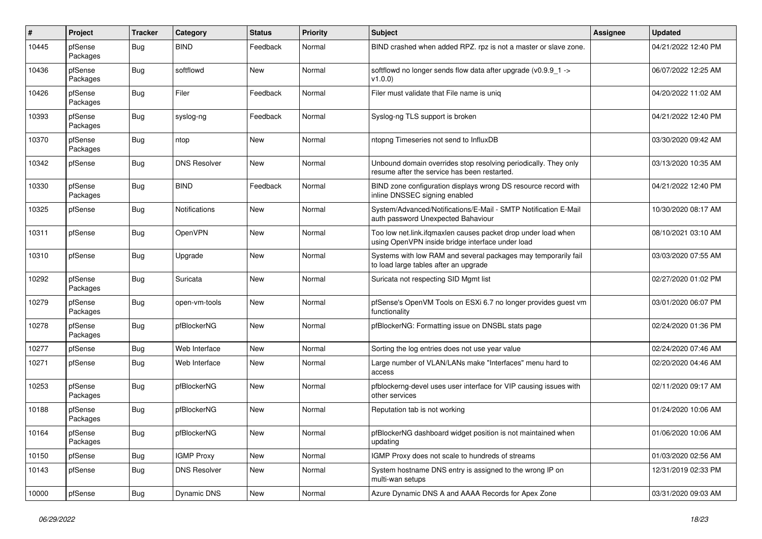| # | Project | Tracker | Category | Status | Priority | Subject | Assignee | Updated |
|---|---|---|---|---|---|---|---|---|
| 10445 | pfSense Packages | Bug | BIND | Feedback | Normal | BIND crashed when added RPZ. rpz is not a master or slave zone. | | 04/21/2022 12:40 PM |
| 10436 | pfSense Packages | Bug | softflowd | New | Normal | softflowd no longer sends flow data after upgrade (v0.9.9_1 -> v1.0.0) | | 06/07/2022 12:25 AM |
| 10426 | pfSense Packages | Bug | Filer | Feedback | Normal | Filer must validate that File name is uniq | | 04/20/2022 11:02 AM |
| 10393 | pfSense Packages | Bug | syslog-ng | Feedback | Normal | Syslog-ng TLS support is broken | | 04/21/2022 12:40 PM |
| 10370 | pfSense Packages | Bug | ntop | New | Normal | ntopng Timeseries not send to InfluxDB | | 03/30/2020 09:42 AM |
| 10342 | pfSense | Bug | DNS Resolver | New | Normal | Unbound domain overrides stop resolving periodically. They only resume after the service has been restarted. | | 03/13/2020 10:35 AM |
| 10330 | pfSense Packages | Bug | BIND | Feedback | Normal | BIND zone configuration displays wrong DS resource record with inline DNSSEC signing enabled | | 04/21/2022 12:40 PM |
| 10325 | pfSense | Bug | Notifications | New | Normal | System/Advanced/Notifications/E-Mail - SMTP Notification E-Mail auth password Unexpected Bahaviour | | 10/30/2020 08:17 AM |
| 10311 | pfSense | Bug | OpenVPN | New | Normal | Too low net.link.ifqmaxlen causes packet drop under load when using OpenVPN inside bridge interface under load | | 08/10/2021 03:10 AM |
| 10310 | pfSense | Bug | Upgrade | New | Normal | Systems with low RAM and several packages may temporarily fail to load large tables after an upgrade | | 03/03/2020 07:55 AM |
| 10292 | pfSense Packages | Bug | Suricata | New | Normal | Suricata not respecting SID Mgmt list | | 02/27/2020 01:02 PM |
| 10279 | pfSense Packages | Bug | open-vm-tools | New | Normal | pfSense's OpenVM Tools on ESXi 6.7 no longer provides guest vm functionality | | 03/01/2020 06:07 PM |
| 10278 | pfSense Packages | Bug | pfBlockerNG | New | Normal | pfBlockerNG: Formatting issue on DNSBL stats page | | 02/24/2020 01:36 PM |
| 10277 | pfSense | Bug | Web Interface | New | Normal | Sorting the log entries does not use year value | | 02/24/2020 07:46 AM |
| 10271 | pfSense | Bug | Web Interface | New | Normal | Large number of VLAN/LANs make "Interfaces" menu hard to access | | 02/20/2020 04:46 AM |
| 10253 | pfSense Packages | Bug | pfBlockerNG | New | Normal | pfblockerng-devel uses user interface for VIP causing issues with other services | | 02/11/2020 09:17 AM |
| 10188 | pfSense Packages | Bug | pfBlockerNG | New | Normal | Reputation tab is not working | | 01/24/2020 10:06 AM |
| 10164 | pfSense Packages | Bug | pfBlockerNG | New | Normal | pfBlockerNG dashboard widget position is not maintained when updating | | 01/06/2020 10:06 AM |
| 10150 | pfSense | Bug | IGMP Proxy | New | Normal | IGMP Proxy does not scale to hundreds of streams | | 01/03/2020 02:56 AM |
| 10143 | pfSense | Bug | DNS Resolver | New | Normal | System hostname DNS entry is assigned to the wrong IP on multi-wan setups | | 12/31/2019 02:33 PM |
| 10000 | pfSense | Bug | Dynamic DNS | New | Normal | Azure Dynamic DNS A and AAAA Records for Apex Zone | | 03/31/2020 09:03 AM |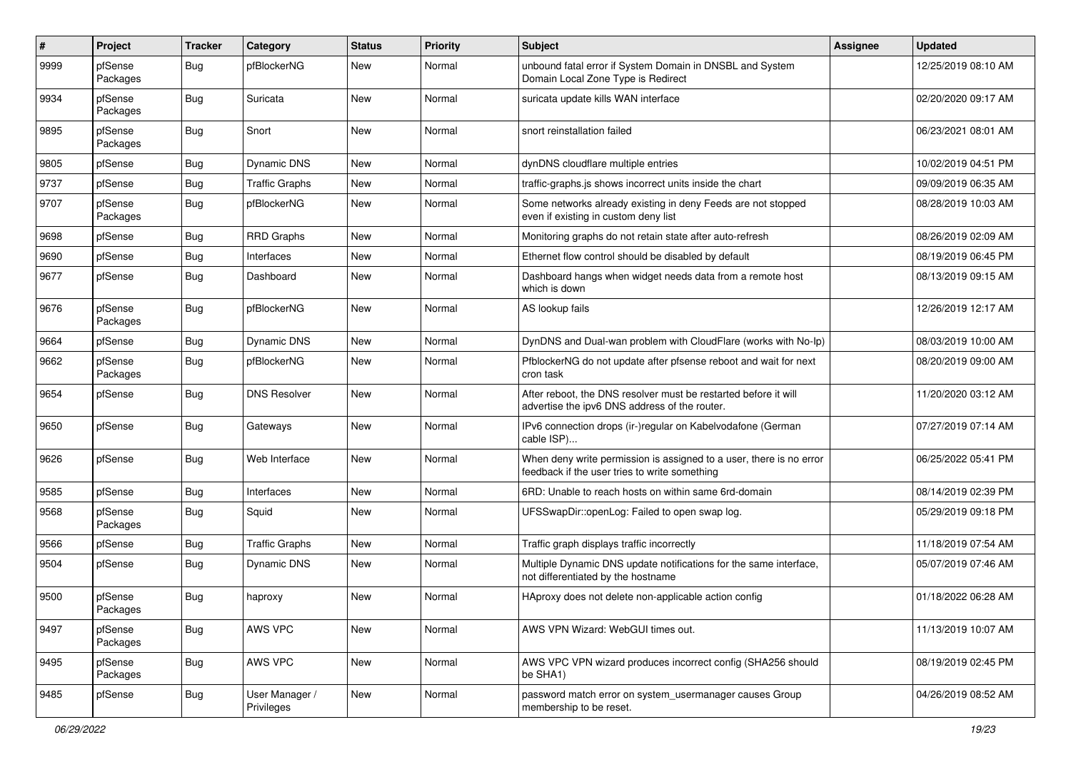| # | Project | Tracker | Category | Status | Priority | Subject | Assignee | Updated |
|---|---|---|---|---|---|---|---|---|
| 9999 | pfSense Packages | Bug | pfBlockerNG | New | Normal | unbound fatal error if System Domain in DNSBL and System Domain Local Zone Type is Redirect | | 12/25/2019 08:10 AM |
| 9934 | pfSense Packages | Bug | Suricata | New | Normal | suricata update kills WAN interface | | 02/20/2020 09:17 AM |
| 9895 | pfSense Packages | Bug | Snort | New | Normal | snort reinstallation failed | | 06/23/2021 08:01 AM |
| 9805 | pfSense | Bug | Dynamic DNS | New | Normal | dynDNS cloudflare multiple entries | | 10/02/2019 04:51 PM |
| 9737 | pfSense | Bug | Traffic Graphs | New | Normal | traffic-graphs.js shows incorrect units inside the chart | | 09/09/2019 06:35 AM |
| 9707 | pfSense Packages | Bug | pfBlockerNG | New | Normal | Some networks already existing in deny Feeds are not stopped even if existing in custom deny list | | 08/28/2019 10:03 AM |
| 9698 | pfSense | Bug | RRD Graphs | New | Normal | Monitoring graphs do not retain state after auto-refresh | | 08/26/2019 02:09 AM |
| 9690 | pfSense | Bug | Interfaces | New | Normal | Ethernet flow control should be disabled by default | | 08/19/2019 06:45 PM |
| 9677 | pfSense | Bug | Dashboard | New | Normal | Dashboard hangs when widget needs data from a remote host which is down | | 08/13/2019 09:15 AM |
| 9676 | pfSense Packages | Bug | pfBlockerNG | New | Normal | AS lookup fails | | 12/26/2019 12:17 AM |
| 9664 | pfSense | Bug | Dynamic DNS | New | Normal | DynDNS and Dual-wan problem with CloudFlare (works with No-Ip) | | 08/03/2019 10:00 AM |
| 9662 | pfSense Packages | Bug | pfBlockerNG | New | Normal | PfblockerNG do not update after pfsense reboot and wait for next cron task | | 08/20/2019 09:00 AM |
| 9654 | pfSense | Bug | DNS Resolver | New | Normal | After reboot, the DNS resolver must be restarted before it will advertise the ipv6 DNS address of the router. | | 11/20/2020 03:12 AM |
| 9650 | pfSense | Bug | Gateways | New | Normal | IPv6 connection drops (ir-)regular on Kabelvodafone (German cable ISP)... | | 07/27/2019 07:14 AM |
| 9626 | pfSense | Bug | Web Interface | New | Normal | When deny write permission is assigned to a user, there is no error feedback if the user tries to write something | | 06/25/2022 05:41 PM |
| 9585 | pfSense | Bug | Interfaces | New | Normal | 6RD: Unable to reach hosts on within same 6rd-domain | | 08/14/2019 02:39 PM |
| 9568 | pfSense Packages | Bug | Squid | New | Normal | UFSSwapDir::openLog: Failed to open swap log. | | 05/29/2019 09:18 PM |
| 9566 | pfSense | Bug | Traffic Graphs | New | Normal | Traffic graph displays traffic incorrectly | | 11/18/2019 07:54 AM |
| 9504 | pfSense | Bug | Dynamic DNS | New | Normal | Multiple Dynamic DNS update notifications for the same interface, not differentiated by the hostname | | 05/07/2019 07:46 AM |
| 9500 | pfSense Packages | Bug | haproxy | New | Normal | HAproxy does not delete non-applicable action config | | 01/18/2022 06:28 AM |
| 9497 | pfSense Packages | Bug | AWS VPC | New | Normal | AWS VPN Wizard: WebGUI times out. | | 11/13/2019 10:07 AM |
| 9495 | pfSense Packages | Bug | AWS VPC | New | Normal | AWS VPC VPN wizard produces incorrect config (SHA256 should be SHA1) | | 08/19/2019 02:45 PM |
| 9485 | pfSense | Bug | User Manager / Privileges | New | Normal | password match error on system_usermanager causes Group membership to be reset. | | 04/26/2019 08:52 AM |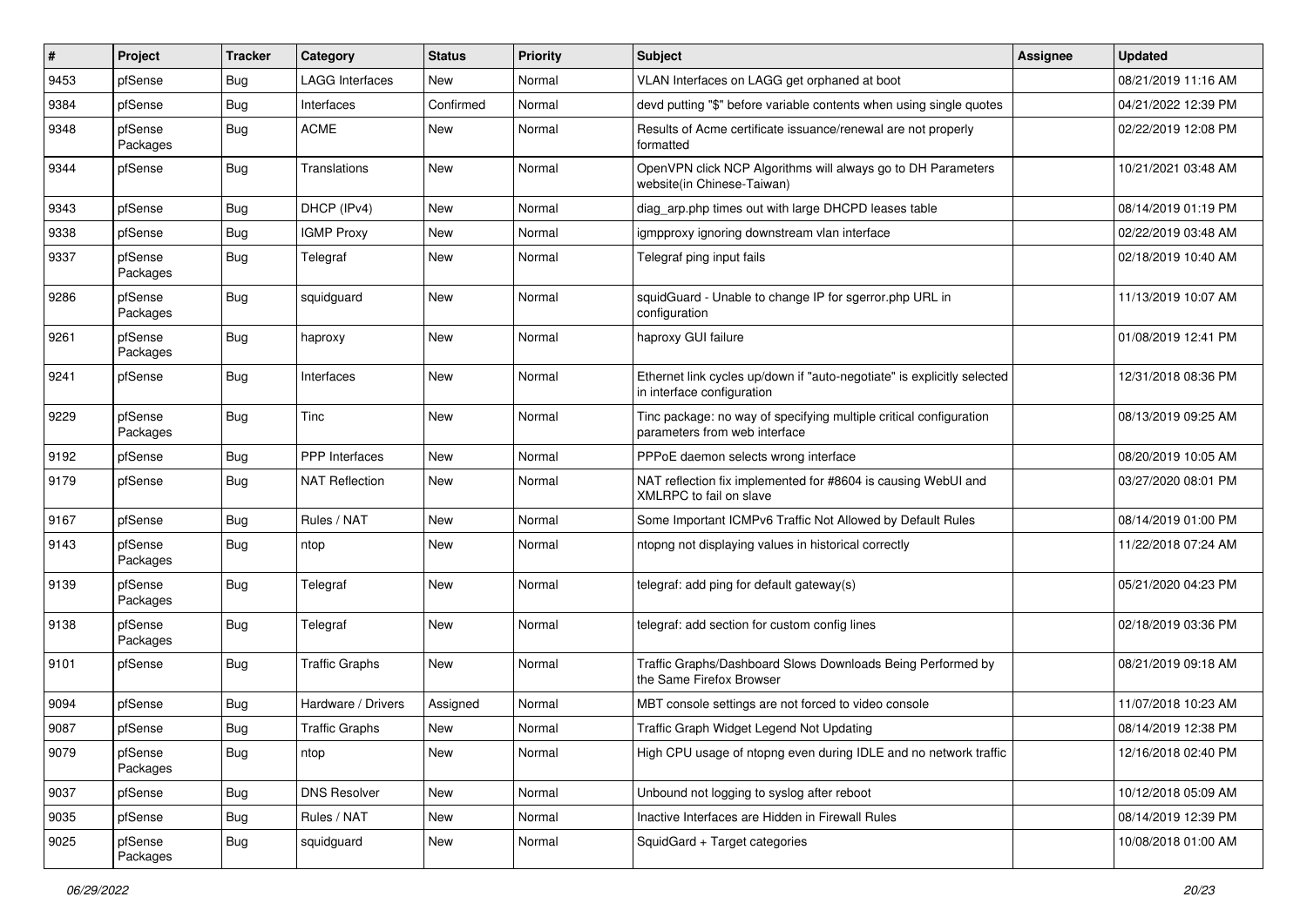| # | Project | Tracker | Category | Status | Priority | Subject | Assignee | Updated |
|---|---|---|---|---|---|---|---|---|
| 9453 | pfSense | Bug | LAGG Interfaces | New | Normal | VLAN Interfaces on LAGG get orphaned at boot | | 08/21/2019 11:16 AM |
| 9384 | pfSense | Bug | Interfaces | Confirmed | Normal | devd putting "$" before variable contents when using single quotes | | 04/21/2022 12:39 PM |
| 9348 | pfSense Packages | Bug | ACME | New | Normal | Results of Acme certificate issuance/renewal are not properly formatted | | 02/22/2019 12:08 PM |
| 9344 | pfSense | Bug | Translations | New | Normal | OpenVPN click NCP Algorithms will always go to DH Parameters website(in Chinese-Taiwan) | | 10/21/2021 03:48 AM |
| 9343 | pfSense | Bug | DHCP (IPv4) | New | Normal | diag_arp.php times out with large DHCPD leases table | | 08/14/2019 01:19 PM |
| 9338 | pfSense | Bug | IGMP Proxy | New | Normal | igmpproxy ignoring downstream vlan interface | | 02/22/2019 03:48 AM |
| 9337 | pfSense Packages | Bug | Telegraf | New | Normal | Telegraf ping input fails | | 02/18/2019 10:40 AM |
| 9286 | pfSense Packages | Bug | squidguard | New | Normal | squidGuard - Unable to change IP for sgerror.php URL in configuration | | 11/13/2019 10:07 AM |
| 9261 | pfSense Packages | Bug | haproxy | New | Normal | haproxy GUI failure | | 01/08/2019 12:41 PM |
| 9241 | pfSense | Bug | Interfaces | New | Normal | Ethernet link cycles up/down if "auto-negotiate" is explicitly selected in interface configuration | | 12/31/2018 08:36 PM |
| 9229 | pfSense Packages | Bug | Tinc | New | Normal | Tinc package: no way of specifying multiple critical configuration parameters from web interface | | 08/13/2019 09:25 AM |
| 9192 | pfSense | Bug | PPP Interfaces | New | Normal | PPPoE daemon selects wrong interface | | 08/20/2019 10:05 AM |
| 9179 | pfSense | Bug | NAT Reflection | New | Normal | NAT reflection fix implemented for #8604 is causing WebUI and XMLRPC to fail on slave | | 03/27/2020 08:01 PM |
| 9167 | pfSense | Bug | Rules / NAT | New | Normal | Some Important ICMPv6 Traffic Not Allowed by Default Rules | | 08/14/2019 01:00 PM |
| 9143 | pfSense Packages | Bug | ntop | New | Normal | ntopng not displaying values in historical correctly | | 11/22/2018 07:24 AM |
| 9139 | pfSense Packages | Bug | Telegraf | New | Normal | telegraf: add ping for default gateway(s) | | 05/21/2020 04:23 PM |
| 9138 | pfSense Packages | Bug | Telegraf | New | Normal | telegraf: add section for custom config lines | | 02/18/2019 03:36 PM |
| 9101 | pfSense | Bug | Traffic Graphs | New | Normal | Traffic Graphs/Dashboard Slows Downloads Being Performed by the Same Firefox Browser | | 08/21/2019 09:18 AM |
| 9094 | pfSense | Bug | Hardware / Drivers | Assigned | Normal | MBT console settings are not forced to video console | | 11/07/2018 10:23 AM |
| 9087 | pfSense | Bug | Traffic Graphs | New | Normal | Traffic Graph Widget Legend Not Updating | | 08/14/2019 12:38 PM |
| 9079 | pfSense Packages | Bug | ntop | New | Normal | High CPU usage of ntopng even during IDLE and no network traffic | | 12/16/2018 02:40 PM |
| 9037 | pfSense | Bug | DNS Resolver | New | Normal | Unbound not logging to syslog after reboot | | 10/12/2018 05:09 AM |
| 9035 | pfSense | Bug | Rules / NAT | New | Normal | Inactive Interfaces are Hidden in Firewall Rules | | 08/14/2019 12:39 PM |
| 9025 | pfSense Packages | Bug | squidguard | New | Normal | SquidGard + Target categories | | 10/08/2018 01:00 AM |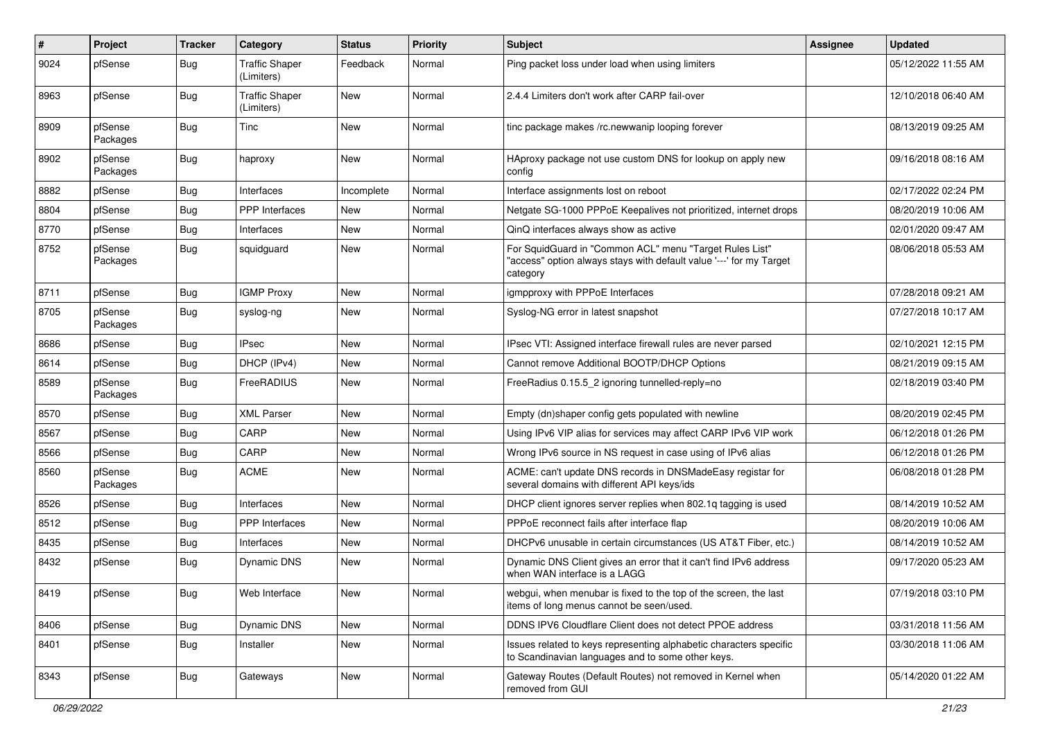| # | Project | Tracker | Category | Status | Priority | Subject | Assignee | Updated |
|---|---|---|---|---|---|---|---|---|
| 9024 | pfSense | Bug | Traffic Shaper (Limiters) | Feedback | Normal | Ping packet loss under load when using limiters | | 05/12/2022 11:55 AM |
| 8963 | pfSense | Bug | Traffic Shaper (Limiters) | New | Normal | 2.4.4 Limiters don't work after CARP fail-over | | 12/10/2018 06:40 AM |
| 8909 | pfSense Packages | Bug | Tinc | New | Normal | tinc package makes /rc.newwanip looping forever | | 08/13/2019 09:25 AM |
| 8902 | pfSense Packages | Bug | haproxy | New | Normal | HAproxy package not use custom DNS for lookup on apply new config | | 09/16/2018 08:16 AM |
| 8882 | pfSense | Bug | Interfaces | Incomplete | Normal | Interface assignments lost on reboot | | 02/17/2022 02:24 PM |
| 8804 | pfSense | Bug | PPP Interfaces | New | Normal | Netgate SG-1000 PPPoE Keepalives not prioritized, internet drops | | 08/20/2019 10:06 AM |
| 8770 | pfSense | Bug | Interfaces | New | Normal | QinQ interfaces always show as active | | 02/01/2020 09:47 AM |
| 8752 | pfSense Packages | Bug | squidguard | New | Normal | For SquidGuard in "Common ACL" menu "Target Rules List" "access" option always stays with default value '---' for my Target category | | 08/06/2018 05:53 AM |
| 8711 | pfSense | Bug | IGMP Proxy | New | Normal | igmpproxy with PPPoE Interfaces | | 07/28/2018 09:21 AM |
| 8705 | pfSense Packages | Bug | syslog-ng | New | Normal | Syslog-NG error in latest snapshot | | 07/27/2018 10:17 AM |
| 8686 | pfSense | Bug | IPsec | New | Normal | IPsec VTI: Assigned interface firewall rules are never parsed | | 02/10/2021 12:15 PM |
| 8614 | pfSense | Bug | DHCP (IPv4) | New | Normal | Cannot remove Additional BOOTP/DHCP Options | | 08/21/2019 09:15 AM |
| 8589 | pfSense Packages | Bug | FreeRADIUS | New | Normal | FreeRadius 0.15.5_2 ignoring tunnelled-reply=no | | 02/18/2019 03:40 PM |
| 8570 | pfSense | Bug | XML Parser | New | Normal | Empty (dn)shaper config gets populated with newline | | 08/20/2019 02:45 PM |
| 8567 | pfSense | Bug | CARP | New | Normal | Using IPv6 VIP alias for services may affect CARP IPv6 VIP work | | 06/12/2018 01:26 PM |
| 8566 | pfSense | Bug | CARP | New | Normal | Wrong IPv6 source in NS request in case using of IPv6 alias | | 06/12/2018 01:26 PM |
| 8560 | pfSense Packages | Bug | ACME | New | Normal | ACME: can't update DNS records in DNSMadeEasy registar for several domains with different API keys/ids | | 06/08/2018 01:28 PM |
| 8526 | pfSense | Bug | Interfaces | New | Normal | DHCP client ignores server replies when 802.1q tagging is used | | 08/14/2019 10:52 AM |
| 8512 | pfSense | Bug | PPP Interfaces | New | Normal | PPPoE reconnect fails after interface flap | | 08/20/2019 10:06 AM |
| 8435 | pfSense | Bug | Interfaces | New | Normal | DHCPv6 unusable in certain circumstances (US AT&T Fiber, etc.) | | 08/14/2019 10:52 AM |
| 8432 | pfSense | Bug | Dynamic DNS | New | Normal | Dynamic DNS Client gives an error that it can't find IPv6 address when WAN interface is a LAGG | | 09/17/2020 05:23 AM |
| 8419 | pfSense | Bug | Web Interface | New | Normal | webgui, when menubar is fixed to the top of the screen, the last items of long menus cannot be seen/used. | | 07/19/2018 03:10 PM |
| 8406 | pfSense | Bug | Dynamic DNS | New | Normal | DDNS IPV6 Cloudflare Client does not detect PPOE address | | 03/31/2018 11:56 AM |
| 8401 | pfSense | Bug | Installer | New | Normal | Issues related to keys representing alphabetic characters specific to Scandinavian languages and to some other keys. | | 03/30/2018 11:06 AM |
| 8343 | pfSense | Bug | Gateways | New | Normal | Gateway Routes (Default Routes) not removed in Kernel when removed from GUI | | 05/14/2020 01:22 AM |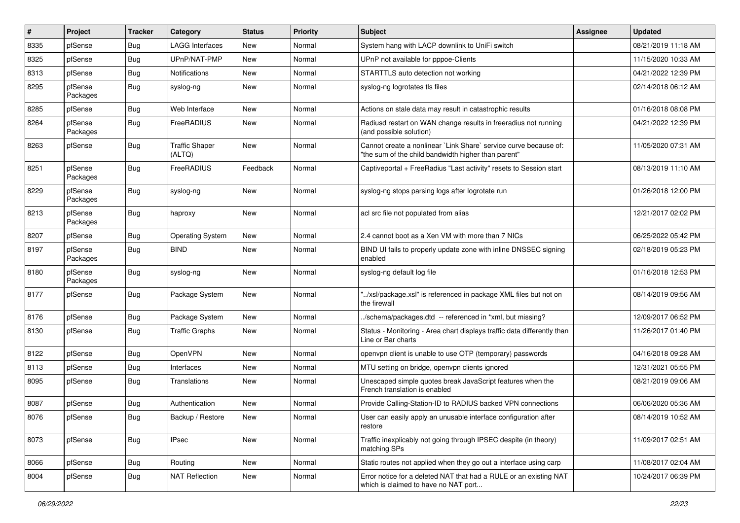| # | Project | Tracker | Category | Status | Priority | Subject | Assignee | Updated |
|---|---|---|---|---|---|---|---|---|
| 8335 | pfSense | Bug | LAGG Interfaces | New | Normal | System hang with LACP downlink to UniFi switch | | 08/21/2019 11:18 AM |
| 8325 | pfSense | Bug | UPnP/NAT-PMP | New | Normal | UPnP not available for pppoe-Clients | | 11/15/2020 10:33 AM |
| 8313 | pfSense | Bug | Notifications | New | Normal | STARTTLS auto detection not working | | 04/21/2022 12:39 PM |
| 8295 | pfSense Packages | Bug | syslog-ng | New | Normal | syslog-ng logrotates tls files | | 02/14/2018 06:12 AM |
| 8285 | pfSense | Bug | Web Interface | New | Normal | Actions on stale data may result in catastrophic results | | 01/16/2018 08:08 PM |
| 8264 | pfSense Packages | Bug | FreeRADIUS | New | Normal | Radiusd restart on WAN change results in freeradius not running (and possible solution) | | 04/21/2022 12:39 PM |
| 8263 | pfSense | Bug | Traffic Shaper (ALTQ) | New | Normal | Cannot create a nonlinear `Link Share` service curve because of: "the sum of the child bandwidth higher than parent" | | 11/05/2020 07:31 AM |
| 8251 | pfSense Packages | Bug | FreeRADIUS | Feedback | Normal | Captiveportal + FreeRadius "Last activity" resets to Session start | | 08/13/2019 11:10 AM |
| 8229 | pfSense Packages | Bug | syslog-ng | New | Normal | syslog-ng stops parsing logs after logrotate run | | 01/26/2018 12:00 PM |
| 8213 | pfSense Packages | Bug | haproxy | New | Normal | acl src file not populated from alias | | 12/21/2017 02:02 PM |
| 8207 | pfSense | Bug | Operating System | New | Normal | 2.4 cannot boot as a Xen VM with more than 7 NICs | | 06/25/2022 05:42 PM |
| 8197 | pfSense Packages | Bug | BIND | New | Normal | BIND UI fails to properly update zone with inline DNSSEC signing enabled | | 02/18/2019 05:23 PM |
| 8180 | pfSense Packages | Bug | syslog-ng | New | Normal | syslog-ng default log file | | 01/16/2018 12:53 PM |
| 8177 | pfSense | Bug | Package System | New | Normal | "../xsl/package.xsl" is referenced in package XML files but not on the firewall | | 08/14/2019 09:56 AM |
| 8176 | pfSense | Bug | Package System | New | Normal | ../schema/packages.dtd -- referenced in *xml, but missing? | | 12/09/2017 06:52 PM |
| 8130 | pfSense | Bug | Traffic Graphs | New | Normal | Status - Monitoring - Area chart displays traffic data differently than Line or Bar charts | | 11/26/2017 01:40 PM |
| 8122 | pfSense | Bug | OpenVPN | New | Normal | openvpn client is unable to use OTP (temporary) passwords | | 04/16/2018 09:28 AM |
| 8113 | pfSense | Bug | Interfaces | New | Normal | MTU setting on bridge, openvpn clients ignored | | 12/31/2021 05:55 PM |
| 8095 | pfSense | Bug | Translations | New | Normal | Unescaped simple quotes break JavaScript features when the French translation is enabled | | 08/21/2019 09:06 AM |
| 8087 | pfSense | Bug | Authentication | New | Normal | Provide Calling-Station-ID to RADIUS backed VPN connections | | 06/06/2020 05:36 AM |
| 8076 | pfSense | Bug | Backup / Restore | New | Normal | User can easily apply an unusable interface configuration after restore | | 08/14/2019 10:52 AM |
| 8073 | pfSense | Bug | IPsec | New | Normal | Traffic inexplicably not going through IPSEC despite (in theory) matching SPs | | 11/09/2017 02:51 AM |
| 8066 | pfSense | Bug | Routing | New | Normal | Static routes not applied when they go out a interface using carp | | 11/08/2017 02:04 AM |
| 8004 | pfSense | Bug | NAT Reflection | New | Normal | Error notice for a deleted NAT that had a RULE or an existing NAT which is claimed to have no NAT port... | | 10/24/2017 06:39 PM |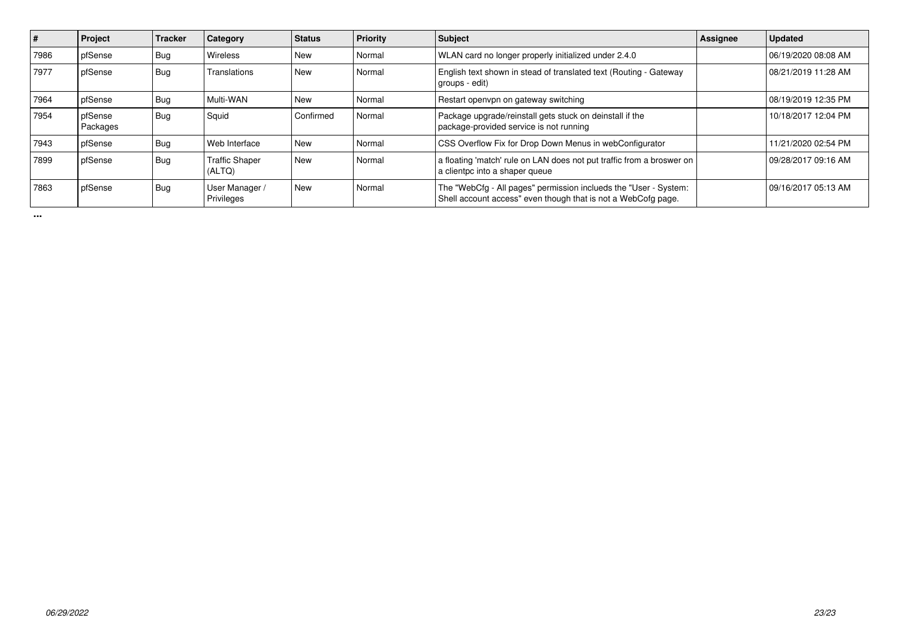| # | Project | Tracker | Category | Status | Priority | Subject | Assignee | Updated |
|---|---|---|---|---|---|---|---|---|
| 7986 | pfSense | Bug | Wireless | New | Normal | WLAN card no longer properly initialized under 2.4.0 | | 06/19/2020 08:08 AM |
| 7977 | pfSense | Bug | Translations | New | Normal | English text shown in stead of translated text (Routing - Gateway groups - edit) | | 08/21/2019 11:28 AM |
| 7964 | pfSense | Bug | Multi-WAN | New | Normal | Restart openvpn on gateway switching | | 08/19/2019 12:35 PM |
| 7954 | pfSense Packages | Bug | Squid | Confirmed | Normal | Package upgrade/reinstall gets stuck on deinstall if the package-provided service is not running | | 10/18/2017 12:04 PM |
| 7943 | pfSense | Bug | Web Interface | New | Normal | CSS Overflow Fix for Drop Down Menus in webConfigurator | | 11/21/2020 02:54 PM |
| 7899 | pfSense | Bug | Traffic Shaper (ALTQ) | New | Normal | a floating 'match' rule on LAN does not put traffic from a broswer on a clientpc into a shaper queue | | 09/28/2017 09:16 AM |
| 7863 | pfSense | Bug | User Manager / Privileges | New | Normal | The "WebCfg - All pages" permission inclueds the "User - System: Shell account access" even though that is not a WebCofg page. | | 09/16/2017 05:13 AM |

...